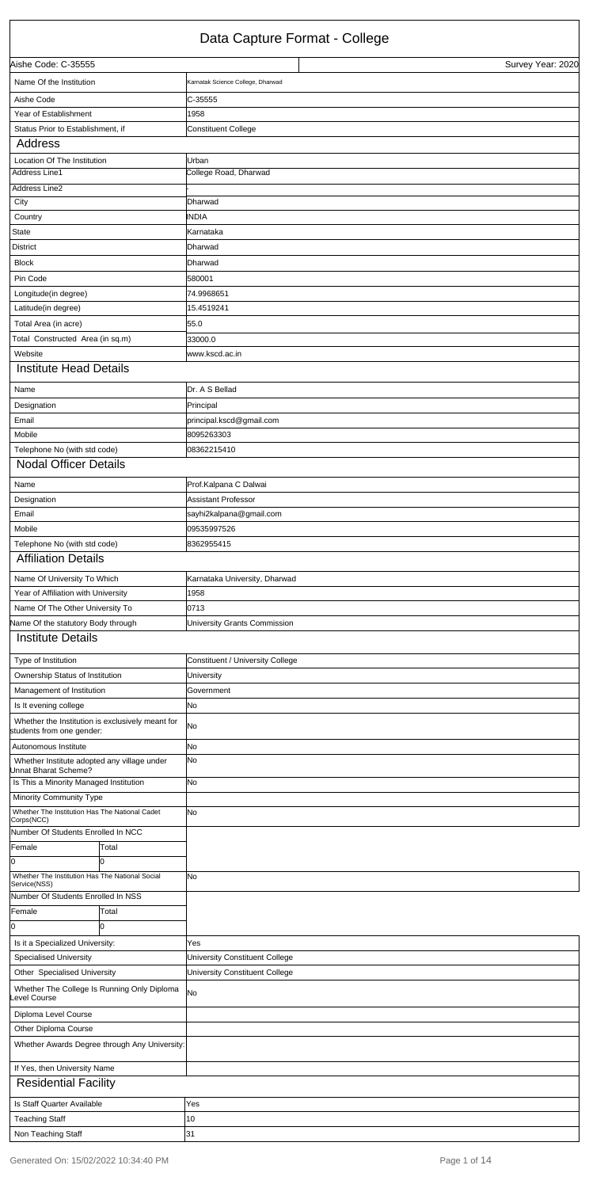# Data Capture Format - College

| Aishe Code: C-35555 | Survey Year: 2020 |
|---|---|

| Field | Value |
|---|---|
| Name Of the Institution | Karnatak Science College, Dharwad |
| Aishe Code | C-35555 |
| Year of Establishment | 1958 |
| Status Prior to Establishment, if | Constituent College |

## Address

| Field | Value |
|---|---|
| Location Of The Institution | Urban |
| Address Line1 | College Road, Dharwad |
| Address Line2 | . |
| City | Dharwad |
| Country | INDIA |
| State | Karnataka |
| District | Dharwad |
| Block | Dharwad |
| Pin Code | 580001 |
| Longitude(in degree) | 74.9968651 |
| Latitude(in degree) | 15.4519241 |
| Total Area (in acre) | 55.0 |
| Total Constructed Area (in sq.m) | 33000.0 |
| Website | www.kscd.ac.in |

## Institute Head Details

| Field | Value |
|---|---|
| Name | Dr. A S Bellad |
| Designation | Principal |
| Email | principal.kscd@gmail.com |
| Mobile | 8095263303 |
| Telephone No (with std code) | 08362215410 |

## Nodal Officer Details

| Field | Value |
|---|---|
| Name | Prof.Kalpana C Dalwai |
| Designation | Assistant Professor |
| Email | sayhi2kalpana@gmail.com |
| Mobile | 09535997526 |
| Telephone No (with std code) | 8362955415 |

## Affiliation Details

| Field | Value |
|---|---|
| Name Of University To Which | Karnataka University, Dharwad |
| Year of Affiliation with University | 1958 |
| Name Of The Other University To | 0713 |
| Name Of the statutory Body through | University Grants Commission |

## Institute Details

| Field | Value |
|---|---|
| Type of Institution | Constituent / University College |
| Ownership Status of Institution | University |
| Management of Institution | Government |
| Is It evening college | No |
| Whether the Institution is exclusively meant for students from one gender: | No |
| Autonomous Institute | No |
| Whether Institute adopted any village under Unnat Bharat Scheme? | No |
| Is This a Minority Managed Institution | No |
| Minority Community Type | |
| Whether The Institution Has The National Cadet Corps(NCC) | No |

Number Of Students Enrolled In NCC

| Female | Total |
|---|---|
| 0 | 0 |

| Field | Value |
|---|---|
| Whether The Institution Has The National Social Service(NSS) | No |

Number Of Students Enrolled In NSS

| Female | Total |
|---|---|
| 0 | 0 |

| Field | Value |
|---|---|
| Is it a Specialized University: | Yes |
| Specialised University | University Constituent College |
| Other Specialised University | University Constituent College |
| Whether The College Is Running Only Diploma Level Course | No |
| Diploma Level Course | |
| Other Diploma Course | |
| Whether Awards Degree through Any University: | |
| If Yes, then University Name | |

## Residential Facility

| Field | Value |
|---|---|
| Is Staff Quarter Available | Yes |
| Teaching Staff | 10 |
| Non Teaching Staff | 31 |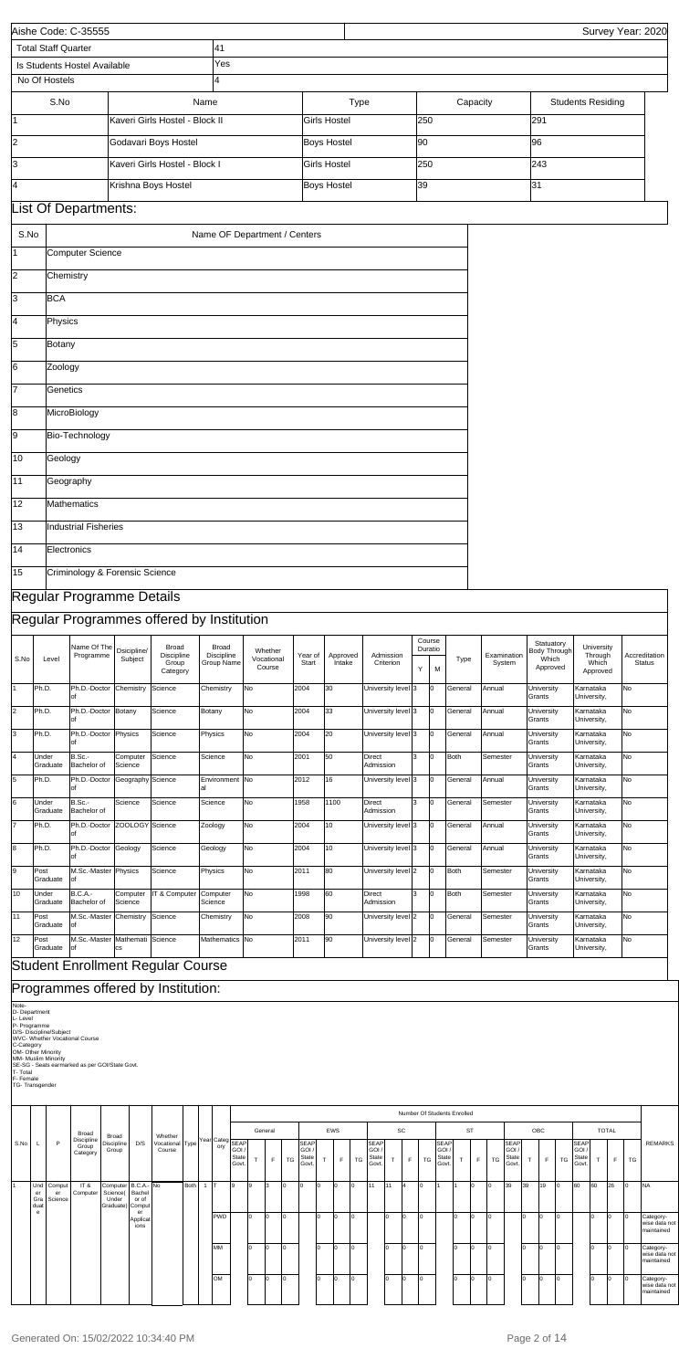| Aishe Code: C-35555 | | Survey Year: 2020 |
|---|---|---|

| Total Staff Quarter | 41 |
|---|---|
| Is Students Hostel Available | Yes |
| No Of Hostels | 4 |

| S.No | Name | Type | Capacity | Students Residing |
|---|---|---|---|---|
| 1 | Kaveri Girls Hostel - Block II | Girls Hostel | 250 | 291 |
| 2 | Godavari Boys Hostel | Boys Hostel | 90 | 96 |
| 3 | Kaveri Girls Hostel - Block I | Girls Hostel | 250 | 243 |
| 4 | Krishna Boys Hostel | Boys Hostel | 39 | 31 |

## List Of Departments:

| S.No | Name OF Department / Centers |
|---|---|
| 1 | Computer Science |
| 2 | Chemistry |
| 3 | BCA |
| 4 | Physics |
| 5 | Botany |
| 6 | Zoology |
| 7 | Genetics |
| 8 | MicroBiology |
| 9 | Bio-Technology |
| 10 | Geology |
| 11 | Geography |
| 12 | Mathematics |
| 13 | Industrial Fisheries |
| 14 | Electronics |
| 15 | Criminology & Forensic Science |

## Regular Programme Details

## Regular Programmes offered by Institution

| S.No | Level | Name Of The Programme | Discipline/ Subject | Broad Discipline Group Category | Broad Discipline Group Name | Whether Vocational Course | Year of Start | Approved Intake | Admission Criterion | Course Duratio Y | M | Type | Examination System | Statuatory Body Through Which Approved | University Through Which Approved | Accreditation Status |
|---|---|---|---|---|---|---|---|---|---|---|---|---|---|---|---|---|
| 1 | Ph.D. | Ph.D.-Doctor of | Chemistry | Science | Chemistry | No | 2004 | 30 | University level | 3 | 0 | General | Annual | University Grants | Karnataka University, | No |
| 2 | Ph.D. | Ph.D.-Doctor of | Botany | Science | Botany | No | 2004 | 33 | University level | 3 | 0 | General | Annual | University Grants | Karnataka University, | No |
| 3 | Ph.D. | Ph.D.-Doctor of | Physics | Science | Physics | No | 2004 | 20 | University level | 3 | 0 | General | Annual | University Grants | Karnataka University, | No |
| 4 | Under Graduate | B.Sc.-Bachelor of | Computer Science | Science | Science | No | 2001 | 50 | Direct Admission | 3 | 0 | Both | Semester | University Grants | Karnataka University, | No |
| 5 | Ph.D. | Ph.D.-Doctor of | Geography | Science | Environmental | No | 2012 | 16 | University level | 3 | 0 | General | Annual | University Grants | Karnataka University, | No |
| 6 | Under Graduate | B.Sc.-Bachelor of | Science | Science | Science | No | 1958 | 1100 | Direct Admission | 3 | 0 | General | Semester | University Grants | Karnataka University, | No |
| 7 | Ph.D. | Ph.D.-Doctor of | ZOOLOGY | Science | Zoology | No | 2004 | 10 | University level | 3 | 0 | General | Annual | University Grants | Karnataka University, | No |
| 8 | Ph.D. | Ph.D.-Doctor of | Geology | Science | Geology | No | 2004 | 10 | University level | 3 | 0 | General | Annual | University Grants | Karnataka University, | No |
| 9 | Post Graduate | M.Sc.-Master of | Physics | Science | Physics | No | 2011 | 80 | University level | 2 | 0 | Both | Semester | University Grants | Karnataka University, | No |
| 10 | Under Graduate | B.C.A.-Bachelor of | Computer Science | IT & Computer | Computer Science | No | 1998 | 60 | Direct Admission | 3 | 0 | Both | Semester | University Grants | Karnataka University, | No |
| 11 | Post Graduate | M.Sc.-Master of | Chemistry | Science | Chemistry | No | 2008 | 90 | University level | 2 | 0 | General | Semester | University Grants | Karnataka University, | No |
| 12 | Post Graduate | M.Sc.-Master of | Mathematics | Science | Mathematics | No | 2011 | 90 | University level | 2 | 0 | General | Semester | University Grants | Karnataka University, | No |

## Student Enrollment Regular Course

## Programmes offered by Institution:

Note-
D- Department
L- Level
P- Programme
D/S- Discipline/Subject
WVC- Whether Vocational Course
C-Category
OM- Other Minority
MM- Muslim Minority
SE-SG - Seats earmarked as per GOI/State Govt.
T- Total
F- Female
TG- Transgender

| S.No | L | P | Broad Discipline Group Category | Broad Discipline Group | D/S | Whether Vocational Course | Type | Year | Category | General SEAP GOI / State Govt. | General T | General F | General TG | EWS SEAP GOI / State Govt. | EWS T | EWS F | EWS TG | SC SEAP GOI / State Govt. | SC T | SC F | SC TG | ST SEAP GOI / State Govt. | ST T | ST F | ST TG | OBC SEAP GOI / State Govt. | OBC T | OBC F | OBC TG | TOTAL SEAP GOI / State Govt. | TOTAL T | TOTAL F | TOTAL TG | REMARKS |
|---|---|---|---|---|---|---|---|---|---|---|---|---|---|---|---|---|---|---|---|---|---|---|---|---|---|---|---|---|---|---|---|---|---|---|
| 1 | Under Graduate | Computer Science | IT & Computer | Computer Science( Under Graduate) | B.C.A.-Bachelor of Computer Applications | No | Both | 1 | T | 9 | 9 | 3 | 0 | 0 | 0 | 0 | 0 | 11 | 11 | 4 | 0 | 1 | 1 | 0 | 0 | 39 | 39 | 19 | 0 | 60 | 60 | 26 | 0 | NA |
| | | | | | | | | | PWD | | 0 | 0 | 0 | | 0 | 0 | 0 | | 0 | 0 | 0 | | 0 | 0 | 0 | | 0 | 0 | 0 | | 0 | 0 | 0 | Category-wise data not maintained |
| | | | | | | | | | MM | | 0 | 0 | 0 | | 0 | 0 | 0 | | 0 | 0 | 0 | | 0 | 0 | 0 | | 0 | 0 | 0 | | 0 | 0 | 0 | Category-wise data not maintained |
| | | | | | | | | | OM | | 0 | 0 | 0 | | 0 | 0 | 0 | | 0 | 0 | 0 | | 0 | 0 | 0 | | 0 | 0 | 0 | | 0 | 0 | 0 | Category-wise data not maintained |

Generated On: 15/02/2022 10:34:40 PM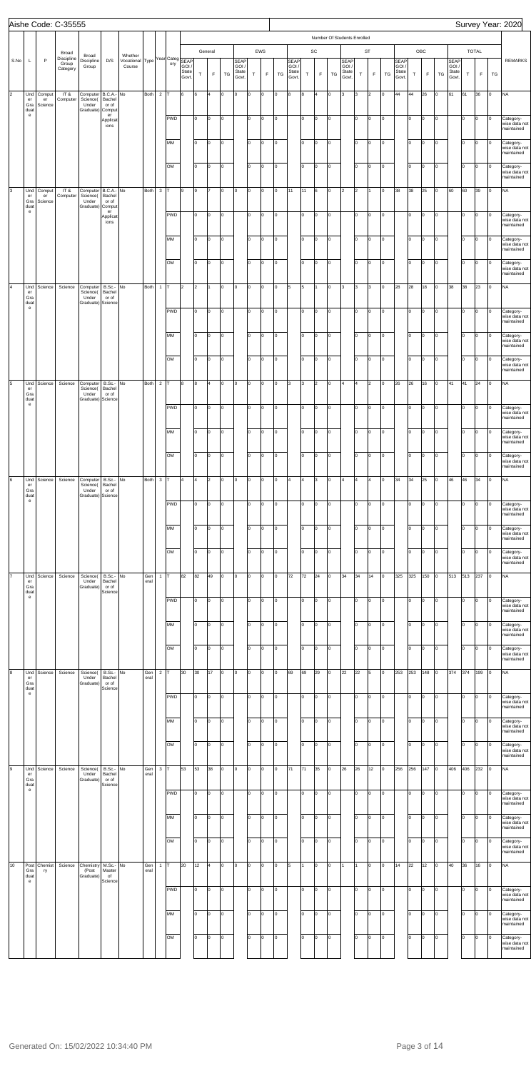Aishe Code: C-35555

Survey Year: 2020

| S.No | L | P | Broad Discipline Group Category | Broad Discipline Group | D/S | Whether Vocational Course | Type | Year | Category | Number Of Students Enrolled | | | | | | | | | | | | | | | | | | | | | | | | | | | | | REMARKS |
|---|---|---|---|---|---|---|---|---|---|---|---|---|---|---|---|---|---|---|---|---|---|---|---|---|---|---|---|---|---|---|---|---|---|---|---|---|---|---|---|
| | | | | | | | | | | General | | | | EWS | | | | SC | | | | ST | | | | OBC | | | | TOTAL | | | | | | | | | |
| | | | | | | | | | | SEAP GOI / State Govt. | T | F | TG | SEAP GOI / State Govt. | T | F | TG | SEAP GOI / State Govt. | T | F | TG | SEAP GOI / State Govt. | T | F | TG | SEAP GOI / State Govt. | T | F | TG | SEAP GOI / State Govt. | T | F | TG | | | | | | |
| 2 | Under Graduate | Computer Science | IT & Computer | Computer Science( Under Graduate) | B.C.A.- Bachelor of Computer Applications | No | Both | 2 | T | 6 | 6 | 4 | 0 | 0 | 0 | 0 | 0 | 8 | 8 | 4 | 0 | 3 | 3 | 2 | 0 | 44 | 44 | 26 | 0 | 61 | 61 | 36 | 0 | NA |
| | | | | | | | | | PWD | | 0 | 0 | 0 | | 0 | 0 | 0 | | 0 | 0 | 0 | | 0 | 0 | 0 | | 0 | 0 | 0 | | 0 | 0 | 0 | Category-wise data not maintained |
| | | | | | | | | | MM | | 0 | 0 | 0 | | 0 | 0 | 0 | | 0 | 0 | 0 | | 0 | 0 | 0 | | 0 | 0 | 0 | | 0 | 0 | 0 | Category-wise data not maintained |
| | | | | | | | | | OM | | 0 | 0 | 0 | | 0 | 0 | 0 | | 0 | 0 | 0 | | 0 | 0 | 0 | | 0 | 0 | 0 | | 0 | 0 | 0 | Category-wise data not maintained |
| 3 | Under Graduate | Computer Science | IT & Computer | Computer Science( Under Graduate) | B.C.A.- Bachelor of Computer Applications | No | Both | 3 | T | 9 | 9 | 7 | 0 | 0 | 0 | 0 | 0 | 11 | 11 | 6 | 0 | 2 | 2 | 1 | 0 | 38 | 38 | 25 | 0 | 60 | 60 | 39 | 0 | NA |
| | | | | | | | | | PWD | | 0 | 0 | 0 | | 0 | 0 | 0 | | 0 | 0 | 0 | | 0 | 0 | 0 | | 0 | 0 | 0 | | 0 | 0 | 0 | Category-wise data not maintained |
| | | | | | | | | | MM | | 0 | 0 | 0 | | 0 | 0 | 0 | | 0 | 0 | 0 | | 0 | 0 | 0 | | 0 | 0 | 0 | | 0 | 0 | 0 | Category-wise data not maintained |
| | | | | | | | | | OM | | 0 | 0 | 0 | | 0 | 0 | 0 | | 0 | 0 | 0 | | 0 | 0 | 0 | | 0 | 0 | 0 | | 0 | 0 | 0 | Category-wise data not maintained |
| 4 | Under Graduate | Science | Science | Computer Science( Under Graduate) | B.Sc.- Bachelor of Science | No | Both | 1 | T | 2 | 2 | 1 | 0 | 0 | 0 | 0 | 0 | 5 | 5 | 1 | 0 | 3 | 3 | 3 | 0 | 28 | 28 | 18 | 0 | 38 | 38 | 23 | 0 | NA |
| | | | | | | | | | PWD | | 0 | 0 | 0 | | 0 | 0 | 0 | | 0 | 0 | 0 | | 0 | 0 | 0 | | 0 | 0 | 0 | | 0 | 0 | 0 | Category-wise data not maintained |
| | | | | | | | | | MM | | 0 | 0 | 0 | | 0 | 0 | 0 | | 0 | 0 | 0 | | 0 | 0 | 0 | | 0 | 0 | 0 | | 0 | 0 | 0 | Category-wise data not maintained |
| | | | | | | | | | OM | | 0 | 0 | 0 | | 0 | 0 | 0 | | 0 | 0 | 0 | | 0 | 0 | 0 | | 0 | 0 | 0 | | 0 | 0 | 0 | Category-wise data not maintained |
| 5 | Under Graduate | Science | Science | Computer Science( Under Graduate) | B.Sc.- Bachelor of Science | No | Both | 2 | T | 8 | 8 | 4 | 0 | 0 | 0 | 0 | 0 | 3 | 3 | 2 | 0 | 4 | 4 | 2 | 0 | 26 | 26 | 16 | 0 | 41 | 41 | 24 | 0 | NA |
| | | | | | | | | | PWD | | 0 | 0 | 0 | | 0 | 0 | 0 | | 0 | 0 | 0 | | 0 | 0 | 0 | | 0 | 0 | 0 | | 0 | 0 | 0 | Category-wise data not maintained |
| | | | | | | | | | MM | | 0 | 0 | 0 | | 0 | 0 | 0 | | 0 | 0 | 0 | | 0 | 0 | 0 | | 0 | 0 | 0 | | 0 | 0 | 0 | Category-wise data not maintained |
| | | | | | | | | | OM | | 0 | 0 | 0 | | 0 | 0 | 0 | | 0 | 0 | 0 | | 0 | 0 | 0 | | 0 | 0 | 0 | | 0 | 0 | 0 | Category-wise data not maintained |
| 6 | Under Graduate | Science | Science | Computer Science( Under Graduate) | B.Sc.- Bachelor of Science | No | Both | 3 | T | 4 | 4 | 2 | 0 | 0 | 0 | 0 | 0 | 4 | 4 | 3 | 0 | 4 | 4 | 4 | 0 | 34 | 34 | 25 | 0 | 46 | 46 | 34 | 0 | NA |
| | | | | | | | | | PWD | | 0 | 0 | 0 | | 0 | 0 | 0 | | 0 | 0 | 0 | | 0 | 0 | 0 | | 0 | 0 | 0 | | 0 | 0 | 0 | Category-wise data not maintained |
| | | | | | | | | | MM | | 0 | 0 | 0 | | 0 | 0 | 0 | | 0 | 0 | 0 | | 0 | 0 | 0 | | 0 | 0 | 0 | | 0 | 0 | 0 | Category-wise data not maintained |
| | | | | | | | | | OM | | 0 | 0 | 0 | | 0 | 0 | 0 | | 0 | 0 | 0 | | 0 | 0 | 0 | | 0 | 0 | 0 | | 0 | 0 | 0 | Category-wise data not maintained |
| 7 | Under Graduate | Science | Science | Science( Under Graduate) | B.Sc.- Bachelor of Science | No | General | 1 | T | 82 | 82 | 49 | 0 | 0 | 0 | 0 | 0 | 72 | 72 | 24 | 0 | 34 | 34 | 14 | 0 | 325 | 325 | 150 | 0 | 513 | 513 | 237 | 0 | NA |
| | | | | | | | | | PWD | | 0 | 0 | 0 | | 0 | 0 | 0 | | 0 | 0 | 0 | | 0 | 0 | 0 | | 0 | 0 | 0 | | 0 | 0 | 0 | Category-wise data not maintained |
| | | | | | | | | | MM | | 0 | 0 | 0 | | 0 | 0 | 0 | | 0 | 0 | 0 | | 0 | 0 | 0 | | 0 | 0 | 0 | | 0 | 0 | 0 | Category-wise data not maintained |
| | | | | | | | | | OM | | 0 | 0 | 0 | | 0 | 0 | 0 | | 0 | 0 | 0 | | 0 | 0 | 0 | | 0 | 0 | 0 | | 0 | 0 | 0 | Category-wise data not maintained |
| 8 | Under Graduate | Science | Science | Science( Under Graduate) | B.Sc.- Bachelor of Science | No | General | 2 | T | 30 | 30 | 17 | 0 | 0 | 0 | 0 | 0 | 69 | 69 | 29 | 0 | 22 | 22 | 5 | 0 | 253 | 253 | 148 | 0 | 374 | 374 | 199 | 0 | NA |
| | | | | | | | | | PWD | | 0 | 0 | 0 | | 0 | 0 | 0 | | 0 | 0 | 0 | | 0 | 0 | 0 | | 0 | 0 | 0 | | 0 | 0 | 0 | Category-wise data not maintained |
| | | | | | | | | | MM | | 0 | 0 | 0 | | 0 | 0 | 0 | | 0 | 0 | 0 | | 0 | 0 | 0 | | 0 | 0 | 0 | | 0 | 0 | 0 | Category-wise data not maintained |
| | | | | | | | | | OM | | 0 | 0 | 0 | | 0 | 0 | 0 | | 0 | 0 | 0 | | 0 | 0 | 0 | | 0 | 0 | 0 | | 0 | 0 | 0 | Category-wise data not maintained |
| 9 | Under Graduate | Science | Science | Science( Under Graduate) | B.Sc.- Bachelor of Science | No | General | 3 | T | 53 | 53 | 38 | 0 | 0 | 0 | 0 | 0 | 71 | 71 | 35 | 0 | 26 | 26 | 12 | 0 | 256 | 256 | 147 | 0 | 406 | 406 | 232 | 0 | NA |
| | | | | | | | | | PWD | | 0 | 0 | 0 | | 0 | 0 | 0 | | 0 | 0 | 0 | | 0 | 0 | 0 | | 0 | 0 | 0 | | 0 | 0 | 0 | Category-wise data not maintained |
| | | | | | | | | | MM | | 0 | 0 | 0 | | 0 | 0 | 0 | | 0 | 0 | 0 | | 0 | 0 | 0 | | 0 | 0 | 0 | | 0 | 0 | 0 | Category-wise data not maintained |
| | | | | | | | | | OM | | 0 | 0 | 0 | | 0 | 0 | 0 | | 0 | 0 | 0 | | 0 | 0 | 0 | | 0 | 0 | 0 | | 0 | 0 | 0 | Category-wise data not maintained |
| 10 | Post Graduate | Chemistry | Science | Chemistry (Post Graduate) | M.Sc.- Master of Science | No | General | 1 | T | 20 | 12 | 4 | 0 | 0 | 0 | 0 | 0 | 5 | 1 | 0 | 0 | 1 | 1 | 0 | 0 | 14 | 22 | 12 | 0 | 40 | 36 | 16 | 0 | NA |
| | | | | | | | | | PWD | | 0 | 0 | 0 | | 0 | 0 | 0 | | 0 | 0 | 0 | | 0 | 0 | 0 | | 0 | 0 | 0 | | 0 | 0 | 0 | Category-wise data not maintained |
| | | | | | | | | | MM | | 0 | 0 | 0 | | 0 | 0 | 0 | | 0 | 0 | 0 | | 0 | 0 | 0 | | 0 | 0 | 0 | | 0 | 0 | 0 | Category-wise data not maintained |
| | | | | | | | | | OM | | 0 | 0 | 0 | | 0 | 0 | 0 | | 0 | 0 | 0 | | 0 | 0 | 0 | | 0 | 0 | 0 | | 0 | 0 | 0 | Category-wise data not maintained |

Generated On: 15/02/2022 10:34:40 PM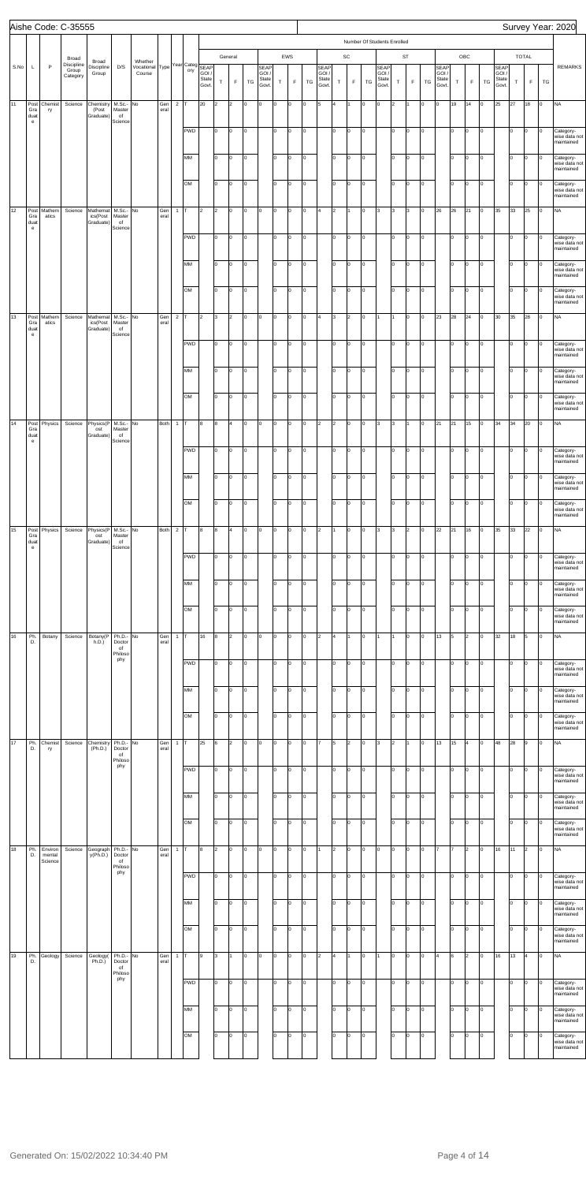Aishe Code: C-35555 | Survey Year: 2020

| S.No | L | P | Broad Discipline Group Category | Broad Discipline Group | D/S | Whether Vocational Course | Type | Year | Category | General SEAP GOI / State Govt. | General T | General F | General TG | EWS SEAP GOI / State Govt. | EWS T | EWS F | EWS TG | SC SEAP GOI / State Govt. | SC T | SC F | SC TG | ST SEAP GOI / State Govt. | ST T | ST F | ST TG | OBC SEAP GOI / State Govt. | OBC T | OBC F | OBC TG | TOTAL SEAP GOI / State Govt. | TOTAL T | TOTAL F | TOTAL TG | REMARKS |
|---|---|---|---|---|---|---|---|---|---|---|---|---|---|---|---|---|---|---|---|---|---|---|---|---|---|---|---|---|---|---|---|---|---|---|---|
| 11 | Post Graduate | Chemistry | Science | Chemistry (Post Graduate) | M.Sc.-Master of Science | No | General | 2 | T | 20 | 2 | 2 | 0 | 0 | 0 | 0 | 0 | 5 | 4 | 1 | 0 | 0 | 2 | 1 | 0 | 0 | 19 | 14 | 0 | 25 | 27 | 18 | 0 | NA |
| | | | | | | | | | PWD | | 0 | 0 | 0 | | 0 | 0 | 0 | | 0 | 0 | 0 | | 0 | 0 | 0 | | 0 | 0 | 0 | | 0 | 0 | 0 | Category-wise data not maintained |
| | | | | | | | | | MM | | 0 | 0 | 0 | | 0 | 0 | 0 | | 0 | 0 | 0 | | 0 | 0 | 0 | | 0 | 0 | 0 | | 0 | 0 | 0 | Category-wise data not maintained |
| | | | | | | | | | OM | | 0 | 0 | 0 | | 0 | 0 | 0 | | 0 | 0 | 0 | | 0 | 0 | 0 | | 0 | 0 | 0 | | 0 | 0 | 0 | Category-wise data not maintained |
| 12 | Post Graduate | Mathematics | Science | Mathematics(Post Graduate) | M.Sc.-Master of Science | No | General | 1 | T | 2 | 2 | 0 | 0 | 0 | 0 | 0 | 0 | 4 | 2 | 1 | 0 | 3 | 3 | 3 | 0 | 26 | 26 | 21 | 0 | 35 | 33 | 25 | 0 | NA |
| | | | | | | | | | PWD | | 0 | 0 | 0 | | 0 | 0 | 0 | | 0 | 0 | 0 | | 0 | 0 | 0 | | 0 | 0 | 0 | | 0 | 0 | 0 | Category-wise data not maintained |
| | | | | | | | | | MM | | 0 | 0 | 0 | | 0 | 0 | 0 | | 0 | 0 | 0 | | 0 | 0 | 0 | | 0 | 0 | 0 | | 0 | 0 | 0 | Category-wise data not maintained |
| | | | | | | | | | OM | | 0 | 0 | 0 | | 0 | 0 | 0 | | 0 | 0 | 0 | | 0 | 0 | 0 | | 0 | 0 | 0 | | 0 | 0 | 0 | Category-wise data not maintained |
| 13 | Post Graduate | Mathematics | Science | Mathematics(Post Graduate) | M.Sc.-Master of Science | No | General | 2 | T | 2 | 3 | 2 | 0 | 0 | 0 | 0 | 0 | 4 | 3 | 2 | 0 | 1 | 1 | 0 | 0 | 23 | 28 | 24 | 0 | 30 | 35 | 28 | 0 | NA |
| | | | | | | | | | PWD | | 0 | 0 | 0 | | 0 | 0 | 0 | | 0 | 0 | 0 | | 0 | 0 | 0 | | 0 | 0 | 0 | | 0 | 0 | 0 | Category-wise data not maintained |
| | | | | | | | | | MM | | 0 | 0 | 0 | | 0 | 0 | 0 | | 0 | 0 | 0 | | 0 | 0 | 0 | | 0 | 0 | 0 | | 0 | 0 | 0 | Category-wise data not maintained |
| | | | | | | | | | OM | | 0 | 0 | 0 | | 0 | 0 | 0 | | 0 | 0 | 0 | | 0 | 0 | 0 | | 0 | 0 | 0 | | 0 | 0 | 0 | Category-wise data not maintained |
| 14 | Post Graduate | Physics | Science | Physics(Post Graduate) | M.Sc.-Master of Science | No | Both | 1 | T | 8 | 8 | 4 | 0 | 0 | 0 | 0 | 0 | 2 | 2 | 0 | 0 | 3 | 3 | 1 | 0 | 21 | 21 | 15 | 0 | 34 | 34 | 20 | 0 | NA |
| | | | | | | | | | PWD | | 0 | 0 | 0 | | 0 | 0 | 0 | | 0 | 0 | 0 | | 0 | 0 | 0 | | 0 | 0 | 0 | | 0 | 0 | 0 | Category-wise data not maintained |
| | | | | | | | | | MM | | 0 | 0 | 0 | | 0 | 0 | 0 | | 0 | 0 | 0 | | 0 | 0 | 0 | | 0 | 0 | 0 | | 0 | 0 | 0 | Category-wise data not maintained |
| | | | | | | | | | OM | | 0 | 0 | 0 | | 0 | 0 | 0 | | 0 | 0 | 0 | | 0 | 0 | 0 | | 0 | 0 | 0 | | 0 | 0 | 0 | Category-wise data not maintained |
| 15 | Post Graduate | Physics | Science | Physics(Post Graduate) | M.Sc.-Master of Science | No | Both | 2 | T | 8 | 8 | 4 | 0 | 0 | 0 | 0 | 0 | 2 | 1 | 0 | 0 | 3 | 3 | 2 | 0 | 22 | 21 | 16 | 0 | 35 | 33 | 22 | 0 | NA |
| | | | | | | | | | PWD | | 0 | 0 | 0 | | 0 | 0 | 0 | | 0 | 0 | 0 | | 0 | 0 | 0 | | 0 | 0 | 0 | | 0 | 0 | 0 | Category-wise data not maintained |
| | | | | | | | | | MM | | 0 | 0 | 0 | | 0 | 0 | 0 | | 0 | 0 | 0 | | 0 | 0 | 0 | | 0 | 0 | 0 | | 0 | 0 | 0 | Category-wise data not maintained |
| | | | | | | | | | OM | | 0 | 0 | 0 | | 0 | 0 | 0 | | 0 | 0 | 0 | | 0 | 0 | 0 | | 0 | 0 | 0 | | 0 | 0 | 0 | Category-wise data not maintained |
| 16 | Ph.D. | Botany | Science | Botany(Ph.D.) | Ph.D.-Doctor of Philosophy | No | General | 1 | T | 16 | 8 | 2 | 0 | 0 | 0 | 0 | 0 | 2 | 4 | 1 | 0 | 1 | 1 | 0 | 0 | 13 | 5 | 2 | 0 | 32 | 18 | 5 | 0 | NA |
| | | | | | | | | | PWD | | 0 | 0 | 0 | | 0 | 0 | 0 | | 0 | 0 | 0 | | 0 | 0 | 0 | | 0 | 0 | 0 | | 0 | 0 | 0 | Category-wise data not maintained |
| | | | | | | | | | MM | | 0 | 0 | 0 | | 0 | 0 | 0 | | 0 | 0 | 0 | | 0 | 0 | 0 | | 0 | 0 | 0 | | 0 | 0 | 0 | Category-wise data not maintained |
| | | | | | | | | | OM | | 0 | 0 | 0 | | 0 | 0 | 0 | | 0 | 0 | 0 | | 0 | 0 | 0 | | 0 | 0 | 0 | | 0 | 0 | 0 | Category-wise data not maintained |
| 17 | Ph.D. | Chemistry | Science | Chemistry (Ph.D.) | Ph.D.-Doctor of Philosophy | No | General | 1 | T | 25 | 6 | 2 | 0 | 0 | 0 | 0 | 0 | 7 | 5 | 2 | 0 | 3 | 2 | 1 | 0 | 13 | 15 | 4 | 0 | 48 | 28 | 9 | 0 | NA |
| | | | | | | | | | PWD | | 0 | 0 | 0 | | 0 | 0 | 0 | | 0 | 0 | 0 | | 0 | 0 | 0 | | 0 | 0 | 0 | | 0 | 0 | 0 | Category-wise data not maintained |
| | | | | | | | | | MM | | 0 | 0 | 0 | | 0 | 0 | 0 | | 0 | 0 | 0 | | 0 | 0 | 0 | | 0 | 0 | 0 | | 0 | 0 | 0 | Category-wise data not maintained |
| | | | | | | | | | OM | | 0 | 0 | 0 | | 0 | 0 | 0 | | 0 | 0 | 0 | | 0 | 0 | 0 | | 0 | 0 | 0 | | 0 | 0 | 0 | Category-wise data not maintained |
| 18 | Ph.D. | Environmental Science | Science | Geography(Ph.D.) | Ph.D.-Doctor of Philosophy | No | General | 1 | T | 8 | 2 | 0 | 0 | 0 | 0 | 0 | 0 | 1 | 2 | 0 | 0 | 0 | 0 | 0 | 0 | 7 | 7 | 2 | 0 | 16 | 11 | 2 | 0 | NA |
| | | | | | | | | | PWD | | 0 | 0 | 0 | | 0 | 0 | 0 | | 0 | 0 | 0 | | 0 | 0 | 0 | | 0 | 0 | 0 | | 0 | 0 | 0 | Category-wise data not maintained |
| | | | | | | | | | MM | | 0 | 0 | 0 | | 0 | 0 | 0 | | 0 | 0 | 0 | | 0 | 0 | 0 | | 0 | 0 | 0 | | 0 | 0 | 0 | Category-wise data not maintained |
| | | | | | | | | | OM | | 0 | 0 | 0 | | 0 | 0 | 0 | | 0 | 0 | 0 | | 0 | 0 | 0 | | 0 | 0 | 0 | | 0 | 0 | 0 | Category-wise data not maintained |
| 19 | Ph.D. | Geology | Science | Geology(Ph.D.) | Ph.D.-Doctor of Philosophy | No | General | 1 | T | 9 | 3 | 1 | 0 | 0 | 0 | 0 | 0 | 2 | 4 | 1 | 0 | 1 | 0 | 0 | 0 | 4 | 6 | 2 | 0 | 16 | 13 | 4 | 0 | NA |
| | | | | | | | | | PWD | | 0 | 0 | 0 | | 0 | 0 | 0 | | 0 | 0 | 0 | | 0 | 0 | 0 | | 0 | 0 | 0 | | 0 | 0 | 0 | Category-wise data not maintained |
| | | | | | | | | | MM | | 0 | 0 | 0 | | 0 | 0 | 0 | | 0 | 0 | 0 | | 0 | 0 | 0 | | 0 | 0 | 0 | | 0 | 0 | 0 | Category-wise data not maintained |
| | | | | | | | | | OM | | 0 | 0 | 0 | | 0 | 0 | 0 | | 0 | 0 | 0 | | 0 | 0 | 0 | | 0 | 0 | 0 | | 0 | 0 | 0 | Category-wise data not maintained |

Generated On: 15/02/2022 10:34:40 PM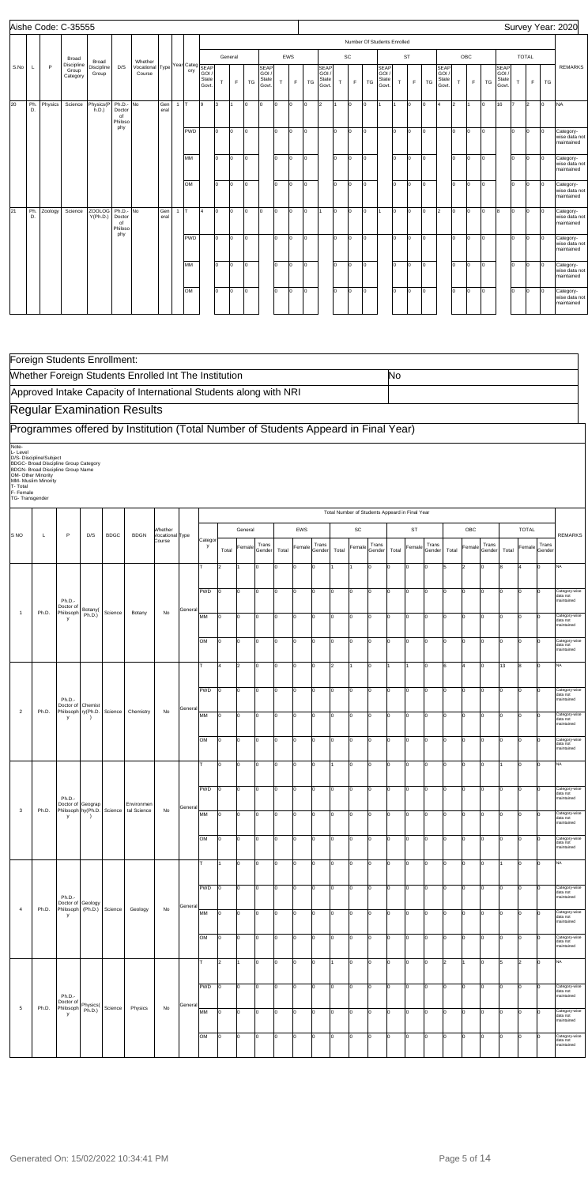Aishe Code: C-35555 Survey Year: 2020

| S.No | L | P | Broad Discipline Group Category | Broad Discipline Group | D/S | Whether Vocational Course | Type | Year | Category | General SEAP GOI / State Govt. | General T | General F | General TG | EWS SEAP GOI / State Govt. | EWS T | EWS F | EWS TG | SC SEAP GOI / State Govt. | SC T | SC F | SC TG | ST SEAP GOI / State Govt. | ST T | ST F | ST TG | OBC SEAP GOI / State Govt. | OBC T | OBC F | OBC TG | TOTAL SEAP GOI / State Govt. | TOTAL T | TOTAL F | TOTAL TG | REMARKS |
|---|---|---|---|---|---|---|---|---|---|---|---|---|---|---|---|---|---|---|---|---|---|---|---|---|---|---|---|---|---|---|---|---|---|---|---|
| 20 | Ph.D. | Physics | Science | Physics(Ph.D.) | Ph.D.-Doctor of Philosophy | No | General | 1 | T | 9 | 3 | 1 | 0 | 0 | 0 | 0 | 0 | 2 | 1 | 0 | 0 | 1 | 1 | 0 | 0 | 4 | 2 | 1 | 0 | 16 | 7 | 2 | 0 | NA |
| | | | | | | | | | PWD | | 0 | 0 | 0 | | 0 | 0 | 0 | | 0 | 0 | 0 | | 0 | 0 | 0 | | 0 | 0 | 0 | | 0 | 0 | 0 | Category-wise data not maintained |
| | | | | | | | | | MM | | 0 | 0 | 0 | | 0 | 0 | 0 | | 0 | 0 | 0 | | 0 | 0 | 0 | | 0 | 0 | 0 | | 0 | 0 | 0 | Category-wise data not maintained |
| | | | | | | | | | OM | | 0 | 0 | 0 | | 0 | 0 | 0 | | 0 | 0 | 0 | | 0 | 0 | 0 | | 0 | 0 | 0 | | 0 | 0 | 0 | Category-wise data not maintained |
| 21 | Ph.D. | Zoology | Science | ZOOLOGY(Ph.D.) | Ph.D.-Doctor of Philosophy | No | General | 1 | T | 4 | 0 | 0 | 0 | 0 | 0 | 0 | 0 | 1 | 0 | 0 | 0 | 1 | 0 | 0 | 0 | 2 | 0 | 0 | 0 | 8 | 0 | 0 | 0 | Category-wise data not maintained |
| | | | | | | | | | PWD | | 0 | 0 | 0 | | 0 | 0 | 0 | | 0 | 0 | 0 | | 0 | 0 | 0 | | 0 | 0 | 0 | | 0 | 0 | 0 | Category-wise data not maintained |
| | | | | | | | | | MM | | 0 | 0 | 0 | | 0 | 0 | 0 | | 0 | 0 | 0 | | 0 | 0 | 0 | | 0 | 0 | 0 | | 0 | 0 | 0 | Category-wise data not maintained |
| | | | | | | | | | OM | | 0 | 0 | 0 | | 0 | 0 | 0 | | 0 | 0 | 0 | | 0 | 0 | 0 | | 0 | 0 | 0 | | 0 | 0 | 0 | Category-wise data not maintained |

## Foreign Students Enrollment:

Whether Foreign Students Enrolled Int The Institution: No

Approved Intake Capacity of International Students along with NRI

## Regular Examination Results

### Programmes offered by Institution (Total Number of Students Appeard in Final Year)

Note-
L- Level
D/S- Discipline/Subject
BDGC- Broad Discipline Group Category
BDGN- Broad Discipline Group Name
OM- Other Minority
MM- Muslim Minority
T- Total
F- Female
TG- Transgender

| S.NO | L | P | D/S | BDGC | BDGN | Whether Vocational Course | Type | Category | General Total | General Female | General Trans Gender | EWS Total | EWS Female | EWS Trans Gender | SC Total | SC Female | SC Trans Gender | ST Total | ST Female | ST Trans Gender | OBC Total | OBC Female | OBC Trans Gender | TOTAL Total | TOTAL Female | TOTAL Trans Gender | REMARKS |
|---|---|---|---|---|---|---|---|---|---|---|---|---|---|---|---|---|---|---|---|---|---|---|---|---|---|---|---|
| 1 | Ph.D. | Ph.D.-Doctor of Philosophy | Botany(Ph.D.) | Science | Botany | No | General | T | 2 | 1 | 0 | 0 | 0 | 0 | 1 | 1 | 0 | 0 | 0 | 0 | 5 | 2 | 0 | 8 | 4 | 0 | NA |
| | | | | | | | | PWD | 0 | 0 | 0 | 0 | 0 | 0 | 0 | 0 | 0 | 0 | 0 | 0 | 0 | 0 | 0 | 0 | 0 | 0 | Category-wise data not maintained |
| | | | | | | | | MM | 0 | 0 | 0 | 0 | 0 | 0 | 0 | 0 | 0 | 0 | 0 | 0 | 0 | 0 | 0 | 0 | 0 | 0 | Category-wise data not maintained |
| | | | | | | | | OM | 0 | 0 | 0 | 0 | 0 | 0 | 0 | 0 | 0 | 0 | 0 | 0 | 0 | 0 | 0 | 0 | 0 | 0 | Category-wise data not maintained |
| 2 | Ph.D. | Ph.D.-Doctor of Philosophy | Chemistry(Ph.D.) | Science | Chemistry | No | General | T | 4 | 2 | 0 | 0 | 0 | 0 | 2 | 1 | 0 | 1 | 1 | 0 | 6 | 4 | 0 | 13 | 8 | 0 | NA |
| | | | | | | | | PWD | 0 | 0 | 0 | 0 | 0 | 0 | 0 | 0 | 0 | 0 | 0 | 0 | 0 | 0 | 0 | 0 | 0 | 0 | Category-wise data not maintained |
| | | | | | | | | MM | 0 | 0 | 0 | 0 | 0 | 0 | 0 | 0 | 0 | 0 | 0 | 0 | 0 | 0 | 0 | 0 | 0 | 0 | Category-wise data not maintained |
| | | | | | | | | OM | 0 | 0 | 0 | 0 | 0 | 0 | 0 | 0 | 0 | 0 | 0 | 0 | 0 | 0 | 0 | 0 | 0 | 0 | Category-wise data not maintained |
| 3 | Ph.D. | Ph.D.-Doctor of Philosophy | Geography(Ph.D.) | Science | Environmental Science | No | General | T | 0 | 0 | 0 | 0 | 0 | 0 | 1 | 0 | 0 | 0 | 0 | 0 | 0 | 0 | 0 | 1 | 0 | 0 | NA |
| | | | | | | | | PWD | 0 | 0 | 0 | 0 | 0 | 0 | 0 | 0 | 0 | 0 | 0 | 0 | 0 | 0 | 0 | 0 | 0 | 0 | Category-wise data not maintained |
| | | | | | | | | MM | 0 | 0 | 0 | 0 | 0 | 0 | 0 | 0 | 0 | 0 | 0 | 0 | 0 | 0 | 0 | 0 | 0 | 0 | Category-wise data not maintained |
| | | | | | | | | OM | 0 | 0 | 0 | 0 | 0 | 0 | 0 | 0 | 0 | 0 | 0 | 0 | 0 | 0 | 0 | 0 | 0 | 0 | Category-wise data not maintained |
| 4 | Ph.D. | Ph.D.-Doctor of Philosophy | Geology (Ph.D.) | Science | Geology | No | General | T | 1 | 0 | 0 | 0 | 0 | 0 | 0 | 0 | 0 | 0 | 0 | 0 | 0 | 0 | 0 | 1 | 0 | 0 | NA |
| | | | | | | | | PWD | 0 | 0 | 0 | 0 | 0 | 0 | 0 | 0 | 0 | 0 | 0 | 0 | 0 | 0 | 0 | 0 | 0 | 0 | Category-wise data not maintained |
| | | | | | | | | MM | 0 | 0 | 0 | 0 | 0 | 0 | 0 | 0 | 0 | 0 | 0 | 0 | 0 | 0 | 0 | 0 | 0 | 0 | Category-wise data not maintained |
| | | | | | | | | OM | 0 | 0 | 0 | 0 | 0 | 0 | 0 | 0 | 0 | 0 | 0 | 0 | 0 | 0 | 0 | 0 | 0 | 0 | Category-wise data not maintained |
| 5 | Ph.D. | Ph.D.-Doctor of Philosophy | Physics(Ph.D.) | Science | Physics | No | General | T | 2 | 1 | 0 | 0 | 0 | 0 | 1 | 0 | 0 | 0 | 0 | 0 | 2 | 1 | 0 | 5 | 2 | 0 | NA |
| | | | | | | | | PWD | 0 | 0 | 0 | 0 | 0 | 0 | 0 | 0 | 0 | 0 | 0 | 0 | 0 | 0 | 0 | 0 | 0 | 0 | Category-wise data not maintained |
| | | | | | | | | MM | 0 | 0 | 0 | 0 | 0 | 0 | 0 | 0 | 0 | 0 | 0 | 0 | 0 | 0 | 0 | 0 | 0 | 0 | Category-wise data not maintained |
| | | | | | | | | OM | 0 | 0 | 0 | 0 | 0 | 0 | 0 | 0 | 0 | 0 | 0 | 0 | 0 | 0 | 0 | 0 | 0 | 0 | Category-wise data not maintained |

Generated On: 15/02/2022 10:34:41 PM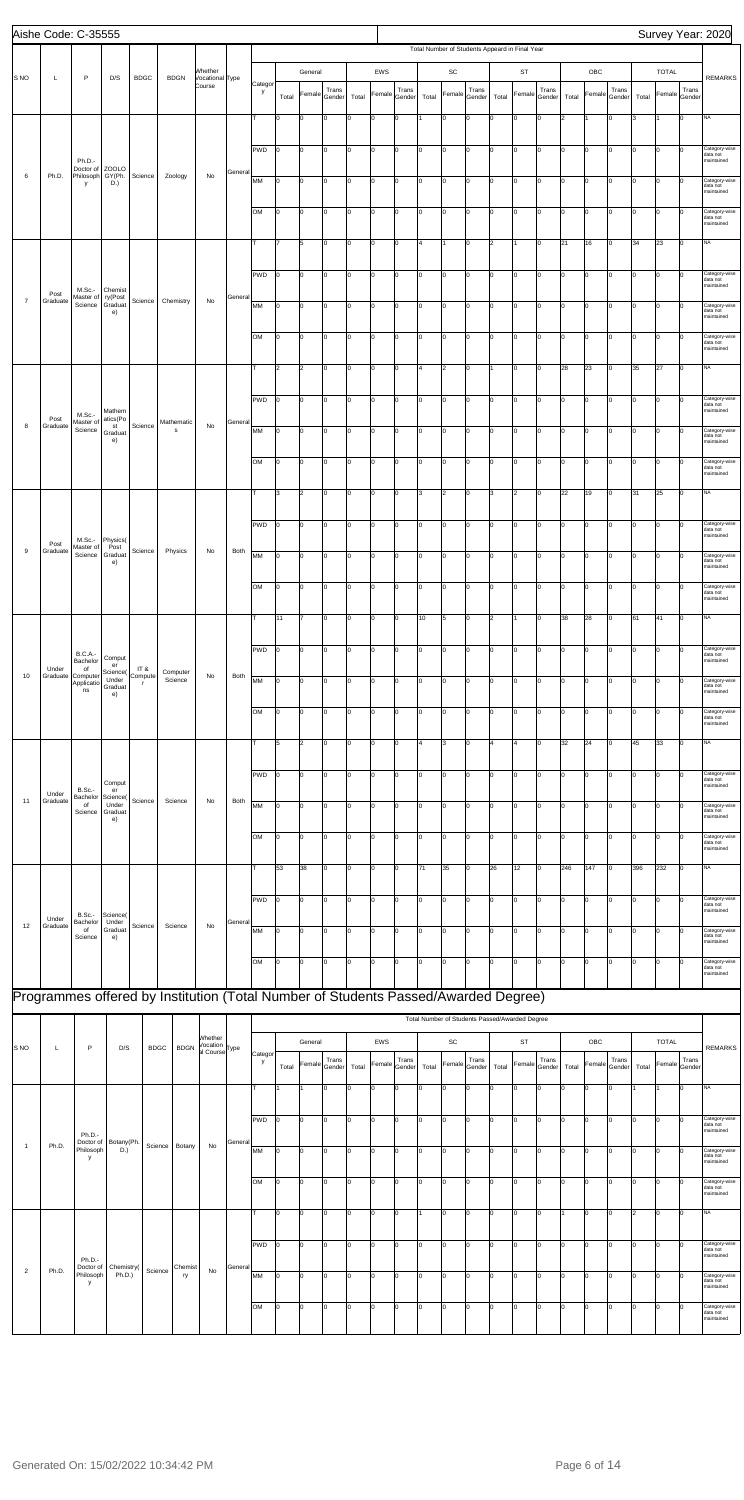Aishe Code: C-35555 Survey Year: 2020

| S NO | L | P | D/S | BDGC | BDGN | Whether Vocational Course | Type | Category | General Total | General Female | General Trans Gender | EWS Total | EWS Female | EWS Trans Gender | SC Total | SC Female | SC Trans Gender | ST Total | ST Female | ST Trans Gender | OBC Total | OBC Female | OBC Trans Gender | TOTAL Total | TOTAL Female | TOTAL Trans Gender | REMARKS |
|---|---|---|---|---|---|---|---|---|---|---|---|---|---|---|---|---|---|---|---|---|---|---|---|---|---|---|---|
| | | | | | | | | | Total Number of Students Appeared in Final Year | | | | | | | | | | | | | | | | | | |
| 6 | Ph.D. | Ph.D.-Doctor of Philosophy | ZOOLOGY(Ph.D.) | Science | Zoology | No | General | T | 0 | 0 | 0 | 0 | 0 | 0 | 1 | 0 | 0 | 0 | 0 | 0 | 2 | 1 | 0 | 3 | 1 | 0 | NA |
| | | | | | | | | PWD | 0 | 0 | 0 | 0 | 0 | 0 | 0 | 0 | 0 | 0 | 0 | 0 | 0 | 0 | 0 | 0 | 0 | 0 | Category-wise data not maintained |
| | | | | | | | | MM | 0 | 0 | 0 | 0 | 0 | 0 | 0 | 0 | 0 | 0 | 0 | 0 | 0 | 0 | 0 | 0 | 0 | 0 | Category-wise data not maintained |
| | | | | | | | | OM | 0 | 0 | 0 | 0 | 0 | 0 | 0 | 0 | 0 | 0 | 0 | 0 | 0 | 0 | 0 | 0 | 0 | 0 | Category-wise data not maintained |
| 7 | Post Graduate | M.Sc.-Master of Science | Chemistry(Post Graduate) | Science | Chemistry | No | General | T | 7 | 5 | 0 | 0 | 0 | 0 | 4 | 1 | 0 | 2 | 1 | 0 | 21 | 16 | 0 | 34 | 23 | 0 | NA |
| | | | | | | | | PWD | 0 | 0 | 0 | 0 | 0 | 0 | 0 | 0 | 0 | 0 | 0 | 0 | 0 | 0 | 0 | 0 | 0 | 0 | Category-wise data not maintained |
| | | | | | | | | MM | 0 | 0 | 0 | 0 | 0 | 0 | 0 | 0 | 0 | 0 | 0 | 0 | 0 | 0 | 0 | 0 | 0 | 0 | Category-wise data not maintained |
| | | | | | | | | OM | 0 | 0 | 0 | 0 | 0 | 0 | 0 | 0 | 0 | 0 | 0 | 0 | 0 | 0 | 0 | 0 | 0 | 0 | Category-wise data not maintained |
| 8 | Post Graduate | M.Sc.-Master of Science | Mathematics(Post Graduate) | Science | Mathematics | No | General | T | 2 | 2 | 0 | 0 | 0 | 0 | 4 | 2 | 0 | 1 | 0 | 0 | 28 | 23 | 0 | 35 | 27 | 0 | NA |
| | | | | | | | | PWD | 0 | 0 | 0 | 0 | 0 | 0 | 0 | 0 | 0 | 0 | 0 | 0 | 0 | 0 | 0 | 0 | 0 | 0 | Category-wise data not maintained |
| | | | | | | | | MM | 0 | 0 | 0 | 0 | 0 | 0 | 0 | 0 | 0 | 0 | 0 | 0 | 0 | 0 | 0 | 0 | 0 | 0 | Category-wise data not maintained |
| | | | | | | | | OM | 0 | 0 | 0 | 0 | 0 | 0 | 0 | 0 | 0 | 0 | 0 | 0 | 0 | 0 | 0 | 0 | 0 | 0 | Category-wise data not maintained |
| 9 | Post Graduate | M.Sc.-Master of Science | Physics(Post Graduate) | Science | Physics | No | Both | T | 3 | 2 | 0 | 0 | 0 | 0 | 3 | 2 | 0 | 3 | 2 | 0 | 22 | 19 | 0 | 31 | 25 | 0 | NA |
| | | | | | | | | PWD | 0 | 0 | 0 | 0 | 0 | 0 | 0 | 0 | 0 | 0 | 0 | 0 | 0 | 0 | 0 | 0 | 0 | 0 | Category-wise data not maintained |
| | | | | | | | | MM | 0 | 0 | 0 | 0 | 0 | 0 | 0 | 0 | 0 | 0 | 0 | 0 | 0 | 0 | 0 | 0 | 0 | 0 | Category-wise data not maintained |
| | | | | | | | | OM | 0 | 0 | 0 | 0 | 0 | 0 | 0 | 0 | 0 | 0 | 0 | 0 | 0 | 0 | 0 | 0 | 0 | 0 | Category-wise data not maintained |
| 10 | Under Graduate | B.C.A.-Bachelor of Computer Applications | Computer Science(Under Graduate) | IT & Computer | Computer Science | No | Both | T | 11 | 7 | 0 | 0 | 0 | 0 | 10 | 5 | 0 | 2 | 1 | 0 | 38 | 28 | 0 | 61 | 41 | 0 | NA |
| | | | | | | | | PWD | 0 | 0 | 0 | 0 | 0 | 0 | 0 | 0 | 0 | 0 | 0 | 0 | 0 | 0 | 0 | 0 | 0 | 0 | Category-wise data not maintained |
| | | | | | | | | MM | 0 | 0 | 0 | 0 | 0 | 0 | 0 | 0 | 0 | 0 | 0 | 0 | 0 | 0 | 0 | 0 | 0 | 0 | Category-wise data not maintained |
| | | | | | | | | OM | 0 | 0 | 0 | 0 | 0 | 0 | 0 | 0 | 0 | 0 | 0 | 0 | 0 | 0 | 0 | 0 | 0 | 0 | Category-wise data not maintained |
| 11 | Under Graduate | B.Sc.-Bachelor of Science | Computer Science(Under Graduate) | Science | Science | No | Both | T | 5 | 2 | 0 | 0 | 0 | 0 | 4 | 3 | 0 | 4 | 4 | 0 | 32 | 24 | 0 | 45 | 33 | 0 | NA |
| | | | | | | | | PWD | 0 | 0 | 0 | 0 | 0 | 0 | 0 | 0 | 0 | 0 | 0 | 0 | 0 | 0 | 0 | 0 | 0 | 0 | Category-wise data not maintained |
| | | | | | | | | MM | 0 | 0 | 0 | 0 | 0 | 0 | 0 | 0 | 0 | 0 | 0 | 0 | 0 | 0 | 0 | 0 | 0 | 0 | Category-wise data not maintained |
| | | | | | | | | OM | 0 | 0 | 0 | 0 | 0 | 0 | 0 | 0 | 0 | 0 | 0 | 0 | 0 | 0 | 0 | 0 | 0 | 0 | Category-wise data not maintained |
| 12 | Under Graduate | B.Sc.-Bachelor of Science | Science(Under Graduate) | Science | Science | No | General | T | 53 | 38 | 0 | 0 | 0 | 0 | 71 | 35 | 0 | 26 | 12 | 0 | 246 | 147 | 0 | 396 | 232 | 0 | NA |
| | | | | | | | | PWD | 0 | 0 | 0 | 0 | 0 | 0 | 0 | 0 | 0 | 0 | 0 | 0 | 0 | 0 | 0 | 0 | 0 | 0 | Category-wise data not maintained |
| | | | | | | | | MM | 0 | 0 | 0 | 0 | 0 | 0 | 0 | 0 | 0 | 0 | 0 | 0 | 0 | 0 | 0 | 0 | 0 | 0 | Category-wise data not maintained |
| | | | | | | | | OM | 0 | 0 | 0 | 0 | 0 | 0 | 0 | 0 | 0 | 0 | 0 | 0 | 0 | 0 | 0 | 0 | 0 | 0 | Category-wise data not maintained |

## Programmes offered by Institution (Total Number of Students Passed/Awarded Degree)

| S NO | L | P | D/S | BDGC | BDGN | Whether Vocational Course | Type | Category | General Total | General Female | General Trans Gender | EWS Total | EWS Female | EWS Trans Gender | SC Total | SC Female | SC Trans Gender | ST Total | ST Female | ST Trans Gender | OBC Total | OBC Female | OBC Trans Gender | TOTAL Total | TOTAL Female | TOTAL Trans Gender | REMARKS |
|---|---|---|---|---|---|---|---|---|---|---|---|---|---|---|---|---|---|---|---|---|---|---|---|---|---|---|---|
| | | | | | | | | | Total Number of Students Passed/Awarded Degree | | | | | | | | | | | | | | | | | | |
| 1 | Ph.D. | Ph.D.-Doctor of Philosophy | Botany(Ph.D.) | Science | Botany | No | General | T | 1 | 1 | 0 | 0 | 0 | 0 | 0 | 0 | 0 | 0 | 0 | 0 | 0 | 0 | 0 | 1 | 1 | 0 | NA |
| | | | | | | | | PWD | 0 | 0 | 0 | 0 | 0 | 0 | 0 | 0 | 0 | 0 | 0 | 0 | 0 | 0 | 0 | 0 | 0 | 0 | Category-wise data not maintained |
| | | | | | | | | MM | 0 | 0 | 0 | 0 | 0 | 0 | 0 | 0 | 0 | 0 | 0 | 0 | 0 | 0 | 0 | 0 | 0 | 0 | Category-wise data not maintained |
| | | | | | | | | OM | 0 | 0 | 0 | 0 | 0 | 0 | 0 | 0 | 0 | 0 | 0 | 0 | 0 | 0 | 0 | 0 | 0 | 0 | Category-wise data not maintained |
| 2 | Ph.D. | Ph.D.-Doctor of Philosophy | Chemistry(Ph.D.) | Science | Chemistry | No | General | T | 0 | 0 | 0 | 0 | 0 | 0 | 1 | 0 | 0 | 0 | 0 | 0 | 1 | 0 | 0 | 2 | 0 | 0 | NA |
| | | | | | | | | PWD | 0 | 0 | 0 | 0 | 0 | 0 | 0 | 0 | 0 | 0 | 0 | 0 | 0 | 0 | 0 | 0 | 0 | 0 | Category-wise data not maintained |
| | | | | | | | | MM | 0 | 0 | 0 | 0 | 0 | 0 | 0 | 0 | 0 | 0 | 0 | 0 | 0 | 0 | 0 | 0 | 0 | 0 | Category-wise data not maintained |
| | | | | | | | | OM | 0 | 0 | 0 | 0 | 0 | 0 | 0 | 0 | 0 | 0 | 0 | 0 | 0 | 0 | 0 | 0 | 0 | 0 | Category-wise data not maintained |

Generated On: 15/02/2022 10:34:42 PM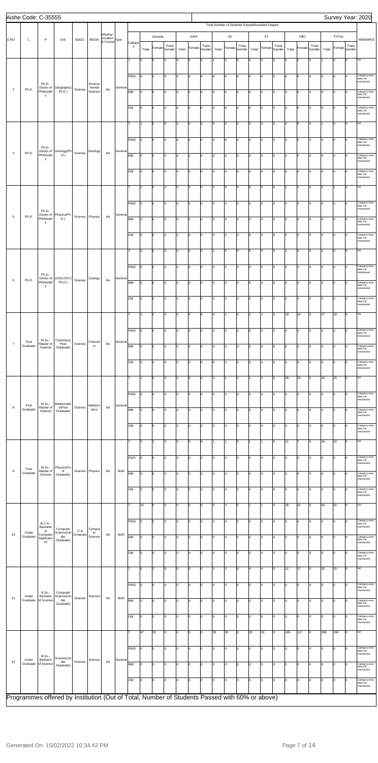Aishe Code: C-35555 | Survey Year: 2020

| S NO | L | P | D/S | BDGC | BDGN | Whether Vocational Course | Type | Category | Total Number of Students Passed/Awarded Degree | | | | | | | | | | | | | | | | | | | REMARKS |
|---|---|---|---|---|---|---|---|---|---|---|---|---|---|---|---|---|---|---|---|---|---|---|---|---|---|---|---|---|
| | | | | | | | | | General | | | EWS | | | SC | | | ST | | | OBC | | | TOTAL | | | |
| | | | | | | | | | Total | Female | Trans Gender | Total | Female | Trans Gender | Total | Female | Trans Gender | Total | Female | Trans Gender | Total | Female | Trans Gender | Total | Female | Trans Gender | |
| 3 | Ph.D. | Ph.D.-Doctor of Philosophy | Geography(Ph.D.) | Science | Environmental Science | No | General | T | 0 | 0 | 0 | 0 | 0 | 0 | 1 | 0 | 0 | 0 | 0 | 0 | 0 | 0 | 0 | 1 | 0 | 0 | NA |
| | | | | | | | | PWD | 0 | 0 | 0 | 0 | 0 | 0 | 0 | 0 | 0 | 0 | 0 | 0 | 0 | 0 | 0 | 0 | 0 | 0 | Category-wise data not maintained |
| | | | | | | | | MM | 0 | 0 | 0 | 0 | 0 | 0 | 0 | 0 | 0 | 0 | 0 | 0 | 0 | 0 | 0 | 0 | 0 | 0 | Category-wise data not maintained |
| | | | | | | | | OM | 0 | 0 | 0 | 0 | 0 | 0 | 0 | 0 | 0 | 0 | 0 | 0 | 0 | 0 | 0 | 0 | 0 | 0 | Category-wise data not maintained |
| 4 | Ph.D. | Ph.D.-Doctor of Philosophy | Geology(Ph.D.) | Science | Geology | No | General | T | 1 | 0 | 0 | 0 | 0 | 0 | 0 | 0 | 0 | 0 | 0 | 0 | 0 | 0 | 0 | 1 | 0 | 0 | NA |
| | | | | | | | | PWD | 0 | 0 | 0 | 0 | 0 | 0 | 0 | 0 | 0 | 0 | 0 | 0 | 0 | 0 | 0 | 0 | 0 | 0 | Category-wise data not maintained |
| | | | | | | | | MM | 0 | 0 | 0 | 0 | 0 | 0 | 0 | 0 | 0 | 0 | 0 | 0 | 0 | 0 | 0 | 0 | 0 | 0 | Category-wise data not maintained |
| | | | | | | | | OM | 0 | 0 | 0 | 0 | 0 | 0 | 0 | 0 | 0 | 0 | 0 | 0 | 0 | 0 | 0 | 0 | 0 | 0 | Category-wise data not maintained |
| 5 | Ph.D. | Ph.D.-Doctor of Philosophy | Physics(Ph.D.) | Science | Physics | No | General | T | 1 | 0 | 0 | 0 | 0 | 0 | 0 | 0 | 0 | 0 | 0 | 0 | 2 | 1 | 0 | 3 | 1 | 0 | NA |
| | | | | | | | | PWD | 0 | 0 | 0 | 0 | 0 | 0 | 0 | 0 | 0 | 0 | 0 | 0 | 0 | 0 | 0 | 0 | 0 | 0 | Category-wise data not maintained |
| | | | | | | | | MM | 0 | 0 | 0 | 0 | 0 | 0 | 0 | 0 | 0 | 0 | 0 | 0 | 0 | 0 | 0 | 0 | 0 | 0 | Category-wise data not maintained |
| | | | | | | | | OM | 0 | 0 | 0 | 0 | 0 | 0 | 0 | 0 | 0 | 0 | 0 | 0 | 0 | 0 | 0 | 0 | 0 | 0 | Category-wise data not maintained |
| 6 | Ph.D. | Ph.D.-Doctor of Philosophy | ZOOLOGY(Ph.D.) | Science | Zoology | No | General | T | 0 | 0 | 0 | 0 | 0 | 0 | 1 | 0 | 0 | 0 | 0 | 0 | 1 | 0 | 0 | 2 | 0 | 0 | NA |
| | | | | | | | | PWD | 0 | 0 | 0 | 0 | 0 | 0 | 0 | 0 | 0 | 0 | 0 | 0 | 0 | 0 | 0 | 0 | 0 | 0 | Category-wise data not maintained |
| | | | | | | | | MM | 0 | 0 | 0 | 0 | 0 | 0 | 0 | 0 | 0 | 0 | 0 | 0 | 0 | 0 | 0 | 0 | 0 | 0 | Category-wise data not maintained |
| | | | | | | | | OM | 0 | 0 | 0 | 0 | 0 | 0 | 0 | 0 | 0 | 0 | 0 | 0 | 0 | 0 | 0 | 0 | 0 | 0 | Category-wise data not maintained |
| 7 | Post Graduate | M.Sc.-Master of Science | Chemistry(Post Graduate) | Science | Chemistry | No | General | T | 2 | 2 | 0 | 0 | 0 | 0 | 4 | 1 | 0 | 2 | 1 | 0 | 19 | 14 | 0 | 27 | 18 | 0 | NA |
| | | | | | | | | PWD | 0 | 0 | 0 | 0 | 0 | 0 | 0 | 0 | 0 | 0 | 0 | 0 | 0 | 0 | 0 | 0 | 0 | 0 | Category-wise data not maintained |
| | | | | | | | | MM | 0 | 0 | 0 | 0 | 0 | 0 | 0 | 0 | 0 | 0 | 0 | 0 | 0 | 0 | 0 | 0 | 0 | 0 | Category-wise data not maintained |
| | | | | | | | | OM | 0 | 0 | 0 | 0 | 0 | 0 | 0 | 0 | 0 | 0 | 0 | 0 | 0 | 0 | 0 | 0 | 0 | 0 | Category-wise data not maintained |
| 8 | Post Graduate | M.Sc.-Master of Science | Mathematics(Post Graduate) | Science | Mathematics | No | General | T | 2 | 0 | 0 | 0 | 0 | 0 | 3 | 2 | 0 | 1 | 0 | 0 | 28 | 23 | 0 | 34 | 25 | 0 | NA |
| | | | | | | | | PWD | 0 | 0 | 0 | 0 | 0 | 0 | 0 | 0 | 0 | 0 | 0 | 0 | 0 | 0 | 0 | 0 | 0 | 0 | Category-wise data not maintained |
| | | | | | | | | MM | 0 | 0 | 0 | 0 | 0 | 0 | 0 | 0 | 0 | 0 | 0 | 0 | 0 | 0 | 0 | 0 | 0 | 0 | Category-wise data not maintained |
| | | | | | | | | OM | 0 | 0 | 0 | 0 | 0 | 0 | 0 | 0 | 0 | 0 | 0 | 0 | 0 | 0 | 0 | 0 | 0 | 0 | Category-wise data not maintained |
| 9 | Post Graduate | M.Sc.-Master of Science | Physics(Post Graduate) | Science | Physics | No | Both | T | 3 | 1 | 0 | 0 | 0 | 0 | 1 | 1 | 0 | 1 | 1 | 0 | 11 | 7 | 0 | 16 | 10 | 0 | NA |
| | | | | | | | | PWD | 0 | 0 | 0 | 0 | 0 | 0 | 0 | 0 | 0 | 0 | 0 | 0 | 0 | 0 | 0 | 0 | 0 | 0 | Category-wise data not maintained |
| | | | | | | | | MM | 0 | 0 | 0 | 0 | 0 | 0 | 0 | 0 | 0 | 0 | 0 | 0 | 0 | 0 | 0 | 0 | 0 | 0 | Category-wise data not maintained |
| | | | | | | | | OM | 0 | 0 | 0 | 0 | 0 | 0 | 0 | 0 | 0 | 0 | 0 | 0 | 0 | 0 | 0 | 0 | 0 | 0 | Category-wise data not maintained |
| 10 | Under Graduate | B.C.A.-Bachelor of Computer Applications | Computer Science(Under Graduate) | IT & Computer | Computer Science | No | Both | T | 10 | 6 | 0 | 0 | 0 | 0 | 5 | 3 | 0 | 1 | 1 | 0 | 28 | 22 | 0 | 44 | 32 | 0 | NA |
| | | | | | | | | PWD | 0 | 0 | 0 | 0 | 0 | 0 | 0 | 0 | 0 | 0 | 0 | 0 | 0 | 0 | 0 | 0 | 0 | 0 | Category-wise data not maintained |
| | | | | | | | | MM | 0 | 0 | 0 | 0 | 0 | 0 | 0 | 0 | 0 | 0 | 0 | 0 | 0 | 0 | 0 | 0 | 0 | 0 | Category-wise data not maintained |
| | | | | | | | | OM | 0 | 0 | 0 | 0 | 0 | 0 | 0 | 0 | 0 | 0 | 0 | 0 | 0 | 0 | 0 | 0 | 0 | 0 | Category-wise data not maintained |
| 11 | Under Graduate | B.Sc.-Bachelor of Science | Computer Science(Under Graduate) | Science | Science | No | Both | T | 4 | 2 | 0 | 0 | 0 | 0 | 2 | 2 | 0 | 4 | 4 | 0 | 22 | 17 | 0 | 32 | 25 | 0 | NA |
| | | | | | | | | PWD | 0 | 0 | 0 | 0 | 0 | 0 | 0 | 0 | 0 | 0 | 0 | 0 | 0 | 0 | 0 | 0 | 0 | 0 | Category-wise data not maintained |
| | | | | | | | | MM | 0 | 0 | 0 | 0 | 0 | 0 | 0 | 0 | 0 | 0 | 0 | 0 | 0 | 0 | 0 | 0 | 0 | 0 | Category-wise data not maintained |
| | | | | | | | | OM | 0 | 0 | 0 | 0 | 0 | 0 | 0 | 0 | 0 | 0 | 0 | 0 | 0 | 0 | 0 | 0 | 0 | 0 | Category-wise data not maintained |
| 12 | Under Graduate | B.Sc.-Bachelor of Science | Science(Under Graduate) | Science | Science | No | General | T | 47 | 33 | 0 | 0 | 0 | 0 | 35 | 30 | 0 | 25 | 10 | 0 | 189 | 117 | 0 | 296 | 190 | 0 | NA |
| | | | | | | | | PWD | 0 | 0 | 0 | 0 | 0 | 0 | 0 | 0 | 0 | 0 | 0 | 0 | 0 | 0 | 0 | 0 | 0 | 0 | Category-wise data not maintained |
| | | | | | | | | MM | 0 | 0 | 0 | 0 | 0 | 0 | 0 | 0 | 0 | 0 | 0 | 0 | 0 | 0 | 0 | 0 | 0 | 0 | Category-wise data not maintained |
| | | | | | | | | OM | 0 | 0 | 0 | 0 | 0 | 0 | 0 | 0 | 0 | 0 | 0 | 0 | 0 | 0 | 0 | 0 | 0 | 0 | Category-wise data not maintained |

Programmes offered by Institution (Out of Total, Number of Students Passed with 60% or above)

Generated On: 15/02/2022 10:34:42 PM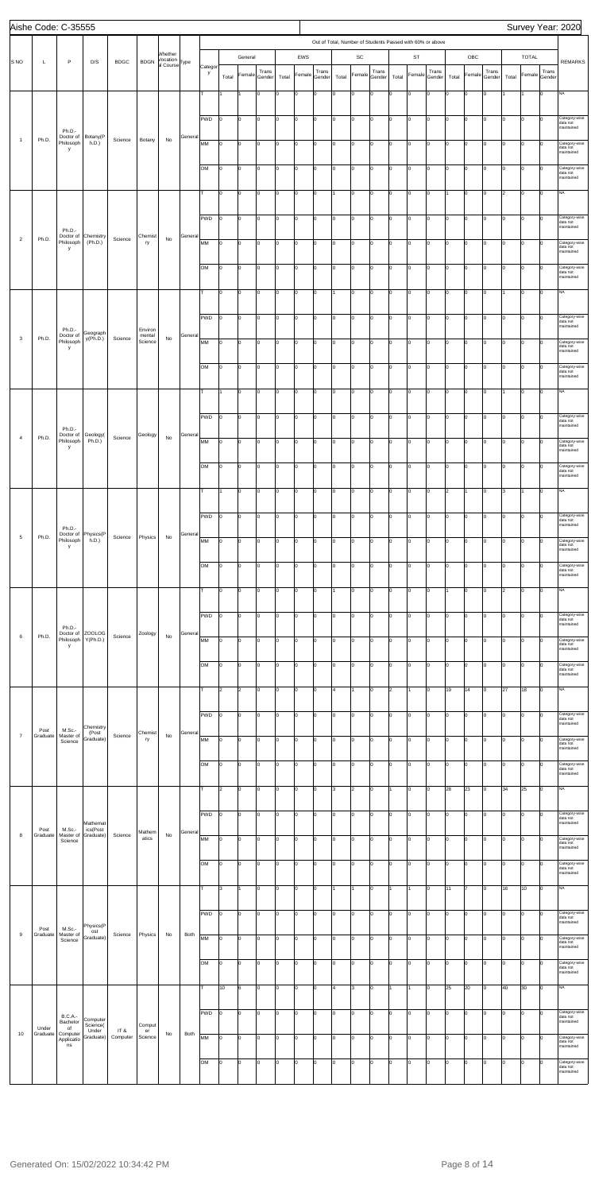Aishe Code: C-35555 | Survey Year: 2020

Out of Total, Number of Students Passed with 60% or above

| S NO | L | P | D/S | BDGC | BDGN | Whether Vocational Course | Type | Category | General | | | EWS | | | SC | | | ST | | | OBC | | | TOTAL | | | REMARKS |
|---|---|---|---|---|---|---|---|---|---|---|---|---|---|---|---|---|---|---|---|---|---|---|---|---|---|---|---|
| | | | | | | | | | Total | Female | Trans Gender | Total | Female | Trans Gender | Total | Female | Trans Gender | Total | Female | Trans Gender | Total | Female | Trans Gender | Total | Female | Trans Gender | |
| 1 | Ph.D. | Ph.D.-Doctor of Philosophy | Botany(Ph.D.) | Science | Botany | No | General | T | 1 | 1 | 0 | 0 | 0 | 0 | 0 | 0 | 0 | 0 | 0 | 0 | 0 | 0 | 0 | 1 | 1 | 0 | NA |
| | | | | | | | | PWD | 0 | 0 | 0 | 0 | 0 | 0 | 0 | 0 | 0 | 0 | 0 | 0 | 0 | 0 | 0 | 0 | 0 | 0 | Category-wise data not maintained |
| | | | | | | | | MM | 0 | 0 | 0 | 0 | 0 | 0 | 0 | 0 | 0 | 0 | 0 | 0 | 0 | 0 | 0 | 0 | 0 | 0 | Category-wise data not maintained |
| | | | | | | | | OM | 0 | 0 | 0 | 0 | 0 | 0 | 0 | 0 | 0 | 0 | 0 | 0 | 0 | 0 | 0 | 0 | 0 | 0 | Category-wise data not maintained |
| 2 | Ph.D. | Ph.D.-Doctor of Philosophy | Chemistry(Ph.D.) | Science | Chemistry | No | General | T | 0 | 0 | 0 | 0 | 0 | 0 | 1 | 0 | 0 | 0 | 0 | 0 | 1 | 0 | 0 | 2 | 0 | 0 | NA |
| | | | | | | | | PWD | 0 | 0 | 0 | 0 | 0 | 0 | 0 | 0 | 0 | 0 | 0 | 0 | 0 | 0 | 0 | 0 | 0 | 0 | Category-wise data not maintained |
| | | | | | | | | MM | 0 | 0 | 0 | 0 | 0 | 0 | 0 | 0 | 0 | 0 | 0 | 0 | 0 | 0 | 0 | 0 | 0 | 0 | Category-wise data not maintained |
| | | | | | | | | OM | 0 | 0 | 0 | 0 | 0 | 0 | 0 | 0 | 0 | 0 | 0 | 0 | 0 | 0 | 0 | 0 | 0 | 0 | Category-wise data not maintained |
| 3 | Ph.D. | Ph.D.-Doctor of Philosophy | Geography(Ph.D.) | Science | Environmental Science | No | General | T | 0 | 0 | 0 | 0 | 0 | 0 | 1 | 0 | 0 | 0 | 0 | 0 | 0 | 0 | 0 | 1 | 0 | 0 | NA |
| | | | | | | | | PWD | 0 | 0 | 0 | 0 | 0 | 0 | 0 | 0 | 0 | 0 | 0 | 0 | 0 | 0 | 0 | 0 | 0 | 0 | Category-wise data not maintained |
| | | | | | | | | MM | 0 | 0 | 0 | 0 | 0 | 0 | 0 | 0 | 0 | 0 | 0 | 0 | 0 | 0 | 0 | 0 | 0 | 0 | Category-wise data not maintained |
| | | | | | | | | OM | 0 | 0 | 0 | 0 | 0 | 0 | 0 | 0 | 0 | 0 | 0 | 0 | 0 | 0 | 0 | 0 | 0 | 0 | Category-wise data not maintained |
| 4 | Ph.D. | Ph.D.-Doctor of Philosophy | Geology(Ph.D.) | Science | Geology | No | General | T | 1 | 0 | 0 | 0 | 0 | 0 | 0 | 0 | 0 | 0 | 0 | 0 | 0 | 0 | 0 | 1 | 0 | 0 | NA |
| | | | | | | | | PWD | 0 | 0 | 0 | 0 | 0 | 0 | 0 | 0 | 0 | 0 | 0 | 0 | 0 | 0 | 0 | 0 | 0 | 0 | Category-wise data not maintained |
| | | | | | | | | MM | 0 | 0 | 0 | 0 | 0 | 0 | 0 | 0 | 0 | 0 | 0 | 0 | 0 | 0 | 0 | 0 | 0 | 0 | Category-wise data not maintained |
| | | | | | | | | OM | 0 | 0 | 0 | 0 | 0 | 0 | 0 | 0 | 0 | 0 | 0 | 0 | 0 | 0 | 0 | 0 | 0 | 0 | Category-wise data not maintained |
| 5 | Ph.D. | Ph.D.-Doctor of Philosophy | Physics(Ph.D.) | Science | Physics | No | General | T | 1 | 0 | 0 | 0 | 0 | 0 | 0 | 0 | 0 | 0 | 0 | 0 | 2 | 1 | 0 | 3 | 1 | 0 | NA |
| | | | | | | | | PWD | 0 | 0 | 0 | 0 | 0 | 0 | 0 | 0 | 0 | 0 | 0 | 0 | 0 | 0 | 0 | 0 | 0 | 0 | Category-wise data not maintained |
| | | | | | | | | MM | 0 | 0 | 0 | 0 | 0 | 0 | 0 | 0 | 0 | 0 | 0 | 0 | 0 | 0 | 0 | 0 | 0 | 0 | Category-wise data not maintained |
| | | | | | | | | OM | 0 | 0 | 0 | 0 | 0 | 0 | 0 | 0 | 0 | 0 | 0 | 0 | 0 | 0 | 0 | 0 | 0 | 0 | Category-wise data not maintained |
| 6 | Ph.D. | Ph.D.-Doctor of Philosophy | ZOOLOGY(Ph.D.) | Science | Zoology | No | General | T | 0 | 0 | 0 | 0 | 0 | 0 | 1 | 0 | 0 | 0 | 0 | 0 | 1 | 0 | 0 | 2 | 0 | 0 | NA |
| | | | | | | | | PWD | 0 | 0 | 0 | 0 | 0 | 0 | 0 | 0 | 0 | 0 | 0 | 0 | 0 | 0 | 0 | 0 | 0 | 0 | Category-wise data not maintained |
| | | | | | | | | MM | 0 | 0 | 0 | 0 | 0 | 0 | 0 | 0 | 0 | 0 | 0 | 0 | 0 | 0 | 0 | 0 | 0 | 0 | Category-wise data not maintained |
| | | | | | | | | OM | 0 | 0 | 0 | 0 | 0 | 0 | 0 | 0 | 0 | 0 | 0 | 0 | 0 | 0 | 0 | 0 | 0 | 0 | Category-wise data not maintained |
| 7 | Post Graduate | M.Sc.-Master of Science | Chemistry(Post Graduate) | Science | Chemistry | No | General | T | 2 | 2 | 0 | 0 | 0 | 0 | 4 | 1 | 0 | 2 | 1 | 0 | 19 | 14 | 0 | 27 | 18 | 0 | NA |
| | | | | | | | | PWD | 0 | 0 | 0 | 0 | 0 | 0 | 0 | 0 | 0 | 0 | 0 | 0 | 0 | 0 | 0 | 0 | 0 | 0 | Category-wise data not maintained |
| | | | | | | | | MM | 0 | 0 | 0 | 0 | 0 | 0 | 0 | 0 | 0 | 0 | 0 | 0 | 0 | 0 | 0 | 0 | 0 | 0 | Category-wise data not maintained |
| | | | | | | | | OM | 0 | 0 | 0 | 0 | 0 | 0 | 0 | 0 | 0 | 0 | 0 | 0 | 0 | 0 | 0 | 0 | 0 | 0 | Category-wise data not maintained |
| 8 | Post Graduate | M.Sc.-Master of Science | Mathematics(Post Graduate) | Science | Mathematics | No | General | T | 2 | 0 | 0 | 0 | 0 | 0 | 3 | 2 | 0 | 1 | 0 | 0 | 28 | 23 | 0 | 34 | 25 | 0 | NA |
| | | | | | | | | PWD | 0 | 0 | 0 | 0 | 0 | 0 | 0 | 0 | 0 | 0 | 0 | 0 | 0 | 0 | 0 | 0 | 0 | 0 | Category-wise data not maintained |
| | | | | | | | | MM | 0 | 0 | 0 | 0 | 0 | 0 | 0 | 0 | 0 | 0 | 0 | 0 | 0 | 0 | 0 | 0 | 0 | 0 | Category-wise data not maintained |
| | | | | | | | | OM | 0 | 0 | 0 | 0 | 0 | 0 | 0 | 0 | 0 | 0 | 0 | 0 | 0 | 0 | 0 | 0 | 0 | 0 | Category-wise data not maintained |
| 9 | Post Graduate | M.Sc.-Master of Science | Physics(Post Graduate) | Science | Physics | No | Both | T | 3 | 1 | 0 | 0 | 0 | 0 | 1 | 1 | 0 | 1 | 1 | 0 | 11 | 7 | 0 | 16 | 10 | 0 | NA |
| | | | | | | | | PWD | 0 | 0 | 0 | 0 | 0 | 0 | 0 | 0 | 0 | 0 | 0 | 0 | 0 | 0 | 0 | 0 | 0 | 0 | Category-wise data not maintained |
| | | | | | | | | MM | 0 | 0 | 0 | 0 | 0 | 0 | 0 | 0 | 0 | 0 | 0 | 0 | 0 | 0 | 0 | 0 | 0 | 0 | Category-wise data not maintained |
| | | | | | | | | OM | 0 | 0 | 0 | 0 | 0 | 0 | 0 | 0 | 0 | 0 | 0 | 0 | 0 | 0 | 0 | 0 | 0 | 0 | Category-wise data not maintained |
| 10 | Under Graduate | B.C.A.-Bachelor of Computer Applications | Computer Science(Under Graduate) | IT & Computer | Computer Science | No | Both | T | 10 | 6 | 0 | 0 | 0 | 0 | 4 | 3 | 0 | 1 | 1 | 0 | 25 | 20 | 0 | 40 | 30 | 0 | NA |
| | | | | | | | | PWD | 0 | 0 | 0 | 0 | 0 | 0 | 0 | 0 | 0 | 0 | 0 | 0 | 0 | 0 | 0 | 0 | 0 | 0 | Category-wise data not maintained |
| | | | | | | | | MM | 0 | 0 | 0 | 0 | 0 | 0 | 0 | 0 | 0 | 0 | 0 | 0 | 0 | 0 | 0 | 0 | 0 | 0 | Category-wise data not maintained |
| | | | | | | | | OM | 0 | 0 | 0 | 0 | 0 | 0 | 0 | 0 | 0 | 0 | 0 | 0 | 0 | 0 | 0 | 0 | 0 | 0 | Category-wise data not maintained |

Generated On: 15/02/2022 10:34:42 PM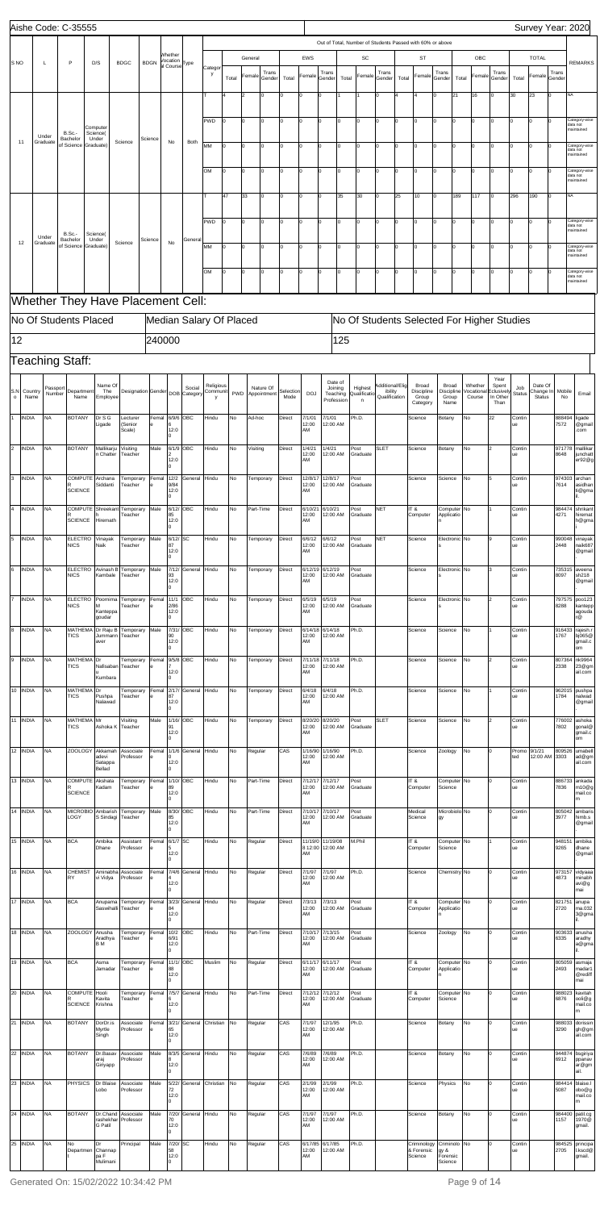Aishe Code: C-35555

Survey Year: 2020

| S NO | L | P | D/S | BDGC | BDGN | Whether Vocational Course | Type | Category | General | | | | EWS | | | SC | | | ST | | | OBC | | | TOTAL | | | REMARKS |
|---|---|---|---|---|---|---|---|---|---|---|---|---|---|---|---|---|---|---|---|---|---|---|---|---|---|---|---|---|
| | | | | | | | | | Out of Total, Number of Students Passed with 60% or above | | | | | | | | | | | | | | | | | | | |
| | | | | | | | | | Total | Female | Trans Gender | Total | Female | Trans Gender | Total | Female | Trans Gender | Total | Female | Trans Gender | Total | Female | Trans Gender | Total | Female | Trans Gender | Total | |
| 11 | Under Graduate | B.Sc.-Bachelor of Science | Computer Science( Under Graduate) | Science | Science | No | Both | T | 4 | 2 | 0 | 0 | 0 | 0 | 1 | 1 | 0 | 4 | 4 | 0 | 21 | 16 | 0 | 30 | 23 | 0 | NA |
| | | | | | | | | PWD | 0 | 0 | 0 | 0 | 0 | 0 | 0 | 0 | 0 | 0 | 0 | 0 | 0 | 0 | 0 | 0 | 0 | 0 | Category-wise data not maintained |
| | | | | | | | | MM | 0 | 0 | 0 | 0 | 0 | 0 | 0 | 0 | 0 | 0 | 0 | 0 | 0 | 0 | 0 | 0 | 0 | 0 | Category-wise data not maintained |
| | | | | | | | | OM | 0 | 0 | 0 | 0 | 0 | 0 | 0 | 0 | 0 | 0 | 0 | 0 | 0 | 0 | 0 | 0 | 0 | 0 | Category-wise data not maintained |
| 12 | Under Graduate | B.Sc.-Bachelor of Science | Science( Under Graduate) | Science | Science | No | General | T | 47 | 33 | 0 | 0 | 0 | 0 | 35 | 30 | 0 | 25 | 10 | 0 | 189 | 117 | 0 | 296 | 190 | 0 | NA |
| | | | | | | | | PWD | 0 | 0 | 0 | 0 | 0 | 0 | 0 | 0 | 0 | 0 | 0 | 0 | 0 | 0 | 0 | 0 | 0 | 0 | Category-wise data not maintained |
| | | | | | | | | MM | 0 | 0 | 0 | 0 | 0 | 0 | 0 | 0 | 0 | 0 | 0 | 0 | 0 | 0 | 0 | 0 | 0 | 0 | Category-wise data not maintained |
| | | | | | | | | OM | 0 | 0 | 0 | 0 | 0 | 0 | 0 | 0 | 0 | 0 | 0 | 0 | 0 | 0 | 0 | 0 | 0 | 0 | Category-wise data not maintained |

## Whether They Have Placement Cell:

| No Of Students Placed | Median Salary Of Placed | No Of Students Selected For Higher Studies |
|---|---|---|
| 12 | 240000 | 125 |

## Teaching Staff:

| S.No | Country Name | Passport Number | Department Name | Name Of The Employee | Designation | Gender | DOB | Social Category | Religious Community | PWD | Nature Of Appointment | Selection Mode | DOJ | Date of Joining Teaching Profession | Highest Qualification | Additional/Eligibility Qualification | Broad Discipline Group Category | Broad Discipline Group Name | Whether Vocational Course | Year Spent Exclusively In Other Than | Job Status | Date Of Change In Status | Mobile No | Email |
|---|---|---|---|---|---|---|---|---|---|---|---|---|---|---|---|---|---|---|---|---|---|---|---|---|
| 1 | INDIA | NA | BOTANY | Dr S G Ugade | Lecturer (Senior Scale) | Female | 6/9/6 12:0 0 | OBC | Hindu | No | Ad-hoc | Direct | 7/1/01 12:00 AM | 7/1/01 12:00 AM | Ph.D. | | Science | Botany | No | 22 | Continue | | 868494 7572 | ligade @gmail .com |
| 2 | INDIA | NA | BOTANY | Mallikarju n Chatter | Visiting Teacher | Male | 6/1/9 2 12:0 0 | OBC | Hindu | No | Visiting | Direct | 1/4/21 12:00 AM | 1/4/21 12:00 AM | Post Graduate | SLET | Science | Botany | No | 2 | Continue | | 971778 8648 | mallikar junchatt er92@g |
| 3 | INDIA | NA | COMPUTER SCIENCE | Archana Siddanti | Temporary Teacher | Female | 12/2 9/84 12:0 0 | General | Hindu | No | Temporary | Direct | 12/8/17 12:00 AM | 12/8/17 12:00 AM | Post Graduate | | Science | Science | No | 5 | Continue | | 974303 7614 | archan asiddhan ti@gma il. |
| 4 | INDIA | NA | COMPUTER SCIENCE | Shreekant h Hiremath | Temporary Teacher | Male | 8/12/ 85 12:0 0 | OBC | Hindu | No | Part-Time | Direct | 6/10/21 12:00 AM | 6/10/21 12:00 AM | Post Graduate | NET | IT & Computer | Computer Application | No | 1 | Continue | | 984474 4271 | shrikant hiremat h@gma il. |
| 5 | INDIA | NA | ELECTRONICS | Vinayak Naik | Temporary Teacher | Male | 6/12/ 87 12:0 0 | SC | Hindu | No | Temporary | Direct | 6/6/12 12:00 AM | 6/6/12 12:00 AM | Post Graduate | NET | Science | Electronics | No | 9 | Continue | | 990048 2448 | vinayak naik687 @gmail |
| 6 | INDIA | NA | ELECTRONICS | Avinash B Kambale | Temporary Teacher | Male | 7/12/ 93 12:0 0 | General | Hindu | No | Temporary | Direct | 6/12/19 12:00 AM | 6/12/19 12:00 AM | Post Graduate | | Science | Electronics | No | 3 | Continue | | 735315 8097 | avenna sh218 @gmail |
| 7 | INDIA | NA | ELECTRONICS | Poornima M Kantteppa gaudar | Temporary Teacher | Female | 11/1 2/86 12:0 0 | OBC | Hindu | No | Temporary | Direct | 6/5/19 12:00 AM | 6/5/19 12:00 AM | Post Graduate | | Science | Electronics | No | 2 | Continue | | 797575 8288 | poo123 kantepp agouda r@ |
| 8 | INDIA | NA | MATHEMATICS | Dr Raju B Jummannaver | Temporary Teacher | Male | 7/31/ 90 12:0 0 | OBC | Hindu | No | Temporary | Direct | 6/14/18 12:00 AM | 6/14/18 12:00 AM | Ph.D. | | Science | Science | No | 1 | Continue | | 916433 1767 | rajesh.r bj365@ gmail.c om |
| 9 | INDIA | NA | MATHEMATICS | Dr Nallsaban u Kumbara | Temporary Teacher | Female | 9/5/8 7 12:0 0 | OBC | Hindu | No | Temporary | Direct | 7/11/18 12:00 AM | 7/11/18 12:00 AM | Ph.D. | | Science | Science | No | 2 | Continue | | 807364 2338 | nk9964 23@gm ail.com |
| 10 | INDIA | NA | MATHEMATICS | Dr Pushpa Nalawad | Temporary Teacher | Female | 2/17/ 87 12:0 0 | General | Hindu | No | Temporary | Direct | 6/4/18 12:00 AM | 6/4/18 12:00 AM | Ph.D. | | Science | Science | No | 1 | Continue | | 962015 1784 | pushpa nalwad @gmail |
| 11 | INDIA | NA | MATHEMATICS | Mr Ashoka K | Visiting Teacher | Male | 1/16/ 91 12:0 0 | OBC | Hindu | No | Visiting | Direct | 8/20/20 12:00 AM | 8/20/20 12:00 AM | Post Graduate | SLET | Science | Science | No | 2 | Continue | | 776002 7802 | ashoka gonal@ gmail.c om |
| 12 | INDIA | NA | ZOOLOGY | Akkamah adevi Satappa Bellad | Associate Professor | Female | 1/1/6 4 12:0 0 | General | Hindu | No | Regular | CAS | 1/16/90 12:00 AM | 1/16/90 12:00 AM | Ph.D. | | Science | Zoology | No | 0 | Promoted | 9/1/21 12:00 AM | 809526 3303 | umabell ad@gm ail.com |
| 13 | INDIA | NA | COMPUTER SCIENCE | Akshata Kadam | Temporary Teacher | Female | 1/10/ 89 12:0 0 | OBC | Hindu | No | Part-Time | Direct | 7/12/17 12:00 AM | 7/12/17 12:00 AM | Post Graduate | | IT & Computer | Computer Science | No | 0 | Continue | | 886733 7836 | ankada m16@g mail.co m |
| 14 | INDIA | NA | MICROBIOLOGY | Ambarish S Sindagi | Temporary Teacher | Male | 8/30/ 85 12:0 0 | OBC | Hindu | No | Part-Time | Direct | 7/10/17 12:00 AM | 7/10/17 12:00 AM | Post Graduate | | Medical Science | Microbiology | No | 0 | Continue | | 805042 3977 | ambarish.s @gmail |
| 15 | INDIA | NA | BCA | Ambika Dhane | Assistant Professor | Female | 6/1/7 5 12:0 0 | SC | Hindu | No | Regular | Direct | 11/19/0 8 12:00 AM | 11/19/08 12:00 AM | M.Phil | | IT & Computer | Computer Science | No | 1 | Continue | | 948151 9265 | ambika dhane @gmail |
| 16 | INDIA | NA | CHEMISTRY | Aminabha vi Vidya | Associate Professor | Female | 7/4/6 4 12:0 0 | General | Hindu | No | Regular | Direct | 7/1/97 12:00 AM | 7/1/97 12:00 AM | Ph.D. | | Science | Chemistry | No | 0 | Continue | | 973157 4873 | vidyaaa minabh avi@g mai |
| 17 | INDIA | NA | BCA | Anupama Saswihalli | Temporary Teacher | Female | 3/23/ 84 12:0 0 | General | Hindu | No | Regular | Direct | 7/3/13 12:00 AM | 7/3/13 12:00 AM | Post Graduate | | IT & Computer | Computer Application | No | 0 | Continue | | 821751 2720 | anupa ma.032 3@gma il. |
| 18 | INDIA | NA | ZOOLOGY | Anusha Aradhya B M | Temporary Teacher | Female | 10/2 6/91 12:0 0 | OBC | Hindu | No | Part-Time | Direct | 7/10/17 12:00 AM | 7/13/15 12:00 AM | Post Graduate | | Science | Zoology | No | 0 | Continue | | 903633 6335 | anusha aradhy a@gma il. |
| 19 | INDIA | NA | BCA | Asma Jamadar | Temporary Teacher | Female | 11/1/ 88 12:0 0 | OBC | Muslim | No | Regular | Direct | 6/11/17 12:00 AM | 6/11/17 12:00 AM | Post Graduate | | IT & Computer | Computer Application | No | 0 | Continue | | 805059 2493 | asmaja madar1 @rediff mai |
| 20 | INDIA | NA | COMPUTER SCIENCE | Hooli Kavita Krishna | Temporary Teacher | Female | 7/5/7 6 12:0 0 | General | Hindu | No | Part-Time | Direct | 7/12/12 12:00 AM | 7/12/12 12:00 AM | Post Graduate | | IT & Computer | Computer Science | No | 0 | Continue | | 988023 6876 | kavitah ooli@g mail.co m |
| 21 | INDIA | NA | BOTANY | DorDr.is Myrtle Singh | Associate Professor | Female | 3/21/ 65 12:0 0 | General | Christian | No | Regular | CAS | 7/1/97 12:00 AM | 12/1/95 12:00 AM | Ph.D. | | Science | Botany | No | 0 | Continue | | 988033 3290 | dorissin gh@gm ail.com |
| 22 | INDIA | NA | BOTANY | Dr.Basav araj Geiyapp | Associate Professor | Male | 8/3/5 8 12:0 0 | General | Hindu | No | Regular | CAS | 7/6/89 12:00 AM | 7/6/89 12:00 AM | Ph.D. | | Science | Botany | No | 0 | Continue | | 944874 6912 | bsgiriya ppanav ar@gm ail. |
| 23 | INDIA | NA | PHYSICS | Dr Blaise Lobo | Associate Professor | Male | 5/22/ 72 12:0 0 | General | Christian | No | Regular | CAS | 2/1/99 12:00 AM | 2/1/99 12:00 AM | Ph.D. | | Science | Physics | No | 0 | Continue | | 984414 5087 | blaise.l obo@g mail.co m |
| 24 | INDIA | NA | BOTANY | Dr.Chand rashekhar G Patil | Associate Professor | Male | 7/20/ 70 12:0 0 | General | Hindu | No | Regular | CAS | 7/1/97 12:00 AM | 7/1/97 12:00 AM | Ph.D. | | Science | Botany | No | 0 | Continue | | 984400 1157 | patil.cg 1970@ gmail. |
| 25 | INDIA | NA | No Department | Dr Channap pa F Malimani | Principal | Male | 7/20/ 58 12:0 0 | SC | Hindu | No | Regular | CAS | 6/17/85 12:00 AM | 6/17/85 12:00 AM | Ph.D. | | Criminology & Forensic Science | Criminology & Forensic Science | No | 0 | Continue | | 984525 2705 | principa l.bscd@ gmail. |

Generated On: 15/02/2022 10:34:42 PM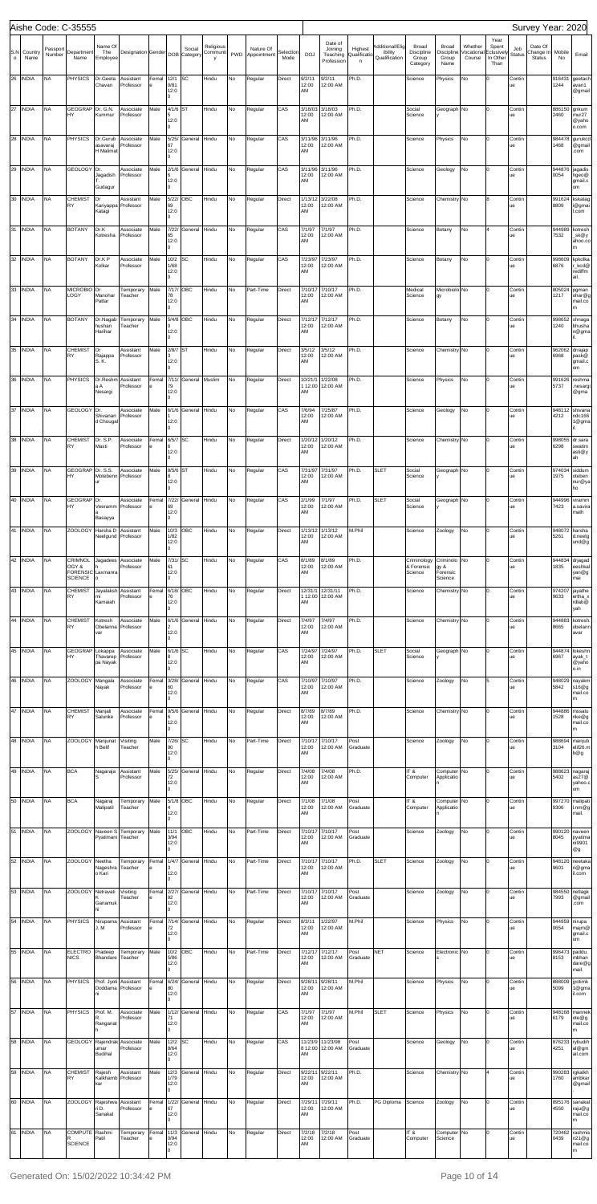Aishe Code: C-35555

Survey Year: 2020

| S.No | Country Name | Passport Number | Department Name | Name Of The Employee | Designation | Gender | DOB | Social Category | Religious Community | PWD | Nature Of Appointment | Selection Mode | DOJ | Date of Joining Teaching Profession | Highest Qualification | Additional/Eligibility Qualification | Broad Discipline Group Category | Broad Discipline Group Name | Whether Vocational Course | Year Spent Exclusively In Other Than | Job Status | Date Of Change In Status | Mobile No | Email |
|---|---|---|---|---|---|---|---|---|---|---|---|---|---|---|---|---|---|---|---|---|---|---|---|---|
| 26 | INDIA | NA | PHYSICS | Dr.Geeta Chavan | Assistant Professor | Female | 12/1/1981 12:00 | SC | Hindu | No | Regular | Direct | 9/2/11 12:00 AM | 9/2/11 12:00 AM | Ph.D. | | Science | Physics | No | 0 | Continue | | 916431 1244 | geetach avan1 @gmail |
| 27 | INDIA | NA | GEOGRAPHY | Dr. G.N. Kummur | Associate Professor | Male | 4/1/65 12:00 | ST | Hindu | No | Regular | Direct | 3/18/03 12:00 AM | 3/18/03 12:00 AM | Ph.D. | | Social Science | Geography | No | 0 | Continue | | 886150 2460 | gnkum mur27 @yaho o.com |
| 28 | INDIA | NA | PHYSICS | Dr.Gurub asavaraj H Malimat | Associate Professor | Male | 5/25/67 12:00 | General | Hindu | No | Regular | CAS | 3/11/96 12:00 AM | 3/11/96 12:00 AM | Ph.D. | | Science | Physics | No | 0 | Continue | | 984478 1468 | gurukcd @gmail .com |
| 29 | INDIA | NA | GEOLOGY | Dr. Jagadish T. Gudagur | Associate Professor | Male | 2/1/66 12:00 | General | Hindu | No | Regular | CAS | 3/11/96 12:00 AM | 3/11/96 12:00 AM | Ph.D. | | Science | Geology | No | 0 | Continue | | 944876 0054 | jagadis hgeo@ gmail.c om |
| 30 | INDIA | NA | CHEMISTRY | Dr Kariyappa Katagi | Assistant Professor | Male | 5/22/69 12:00 | OBC | Hindu | No | Regular | Direct | 1/13/12 12:00 AM | 3/22/08 12:00 AM | Ph.D. | | Science | Chemistry | No | 8 | Continue | | 991624 8809 | kskatag i@gmai l.com |
| 31 | INDIA | NA | BOTANY | Dr.K Kotresha | Associate Professor | Male | 7/22/65 12:00 | General | Hindu | No | Regular | CAS | 7/1/97 12:00 AM | 7/1/97 12:00 AM | Ph.D. | | Science | Botany | No | 4 | Continue | | 944989 7532 | kotresh _sk@y ahoo.co m |
| 32 | INDIA | NA | BOTANY | Dr.K P Kolkar | Associate Professor | Male | 10/2/1/68 12:00 | SC | Hindu | No | Regular | CAS | 7/23/97 12:00 AM | 7/23/97 12:00 AM | Ph.D. | | Science | Botany | No | 0 | Continue | | 998609 6876 | kpkolka r_kcd@ rediffm ail. |
| 33 | INDIA | NA | MICROBIOLOGY | Dr Manohar Pattar | Temporary Teacher | Male | 7/17/78 12:00 | OBC | Hindu | No | Part-Time | Direct | 7/10/17 12:00 AM | 7/10/17 12:00 AM | Ph.D. | | Medical Science | Microbiology | No | 0 | Continue | | 805024 1217 | pgman ohar@g mail.co m |
| 34 | INDIA | NA | BOTANY | Dr.Nagab hushan Harihar | Temporary Teacher | Male | 5/4/80 12:00 | OBC | Hindu | No | Regular | Direct | 7/12/17 12:00 AM | 7/12/17 12:00 AM | Ph.D. | | Science | Botany | No | 0 | Continue | | 998652 1240 | shnaga bhusha n@gma il. |
| 35 | INDIA | NA | CHEMISTRY | Dr Rajappa S. K. | Assistant Professor | Male | 2/8/73 12:00 | ST | Hindu | No | Regular | Direct | 3/5/12 12:00 AM | 3/5/12 12:00 AM | Ph.D. | | Science | Chemistry | No | 0 | Continue | | 962062 6968 | drrajap pask@ gmail.c om |
| 36 | INDIA | NA | PHYSICS | Dr.Reshma Nesargi | Assistant Professor | Female | 7/11/79 12:00 | General | Muslim | No | Regular | Direct | 10/21/11 12:00 AM | 1/22/08 12:00 AM | Ph.D. | | Science | Physics | No | 0 | Continue | | 991626 5737 | reshma .nesargi @gma |
| 37 | INDIA | NA | GEOLOGY | Dr. Shivanand Chougal | Associate Professor | Male | 6/1/61 12:00 | General | Hindu | No | Regular | CAS | 7/6/94 12:00 AM | 7/25/87 12:00 AM | Ph.D. | | Science | Geology | No | 0 | Continue | | 948112 4212 | shivana ndc166 1@gma il. |
| 38 | INDIA | NA | CHEMISTRY | Dr. S.P. Masti | Associate Professor | Female | 6/5/7 12:00 | SC | Hindu | No | Regular | Direct | 1/20/12 12:00 AM | 1/20/12 12:00 AM | Ph.D. | | Science | Chemistry | No | 0 | Continue | | 998055 6298 | dr.sara swatim asti@y ah |
| 39 | INDIA | NA | GEOGRAPHY | Dr. S.S. Motebennur | Associate Professor | Male | 8/5/68 12:00 | ST | Hindu | No | Regular | CAS | 7/31/97 12:00 AM | 7/31/97 12:00 AM | Ph.D. | SLET | Social Science | Geography | No | 0 | Continue | | 974034 1975 | siddum oteben nur@ya ho |
| 40 | INDIA | NA | GEOGRAPHY | Dr. Veeramma Basayya | Associate Professor | Female | 7/22/69 12:00 | General | Hindu | No | Regular | CAS | 2/1/99 12:00 AM | 7/1/97 12:00 AM | Ph.D. | SLET | Social Science | Geography | No | 0 | Continue | | 944996 7423 | viramm a.savira math |
| 41 | INDIA | NA | ZOOLOGY | Harsha D Neelgund | Assistant Professor | Male | 10/3/1/82 12:00 | OBC | Hindu | No | Regular | Direct | 1/13/12 12:00 AM | 1/13/12 12:00 AM | M.Phil | | Science | Zoology | No | 0 | Continue | | 948072 5261 | harsha d.neelg und@g |
| 42 | INDIA | NA | CRIMINOLOGY & FORENSIC SCIENCE | Jagadeesh Laxmanrao | Associate Professor | Male | 7/31/61 12:00 | SC | Hindu | No | Regular | CAS | 8/1/89 12:00 AM | 8/1/89 12:00 AM | Ph.D. | | Criminology & Forensic Science | Criminology & Forensic Science | No | 0 | Continue | | 944834 1835 | drjagad eeshlal yani@g mai |
| 43 | INDIA | NA | CHEMISTRY | Jayalakshmi Kamalah | Assistant Professor | Female | 6/18/76 12:00 | OBC | Hindu | No | Regular | Direct | 12/31/11 12:00 AM | 12/31/11 12:00 AM | Ph.D. | | Science | Chemistry | No | 0 | Continue | | 974207 9633 | jayathe ertha_k rdlab@ yah |
| 44 | INDIA | NA | CHEMISTRY | Kotresh Obelannavar | Associate Professor | Male | 6/1/62 12:00 | General | Hindu | No | Regular | Direct | 7/4/97 12:00 AM | 7/4/97 12:00 AM | Ph.D. | | Science | Chemistry | No | 0 | Continue | | 944883 8665 | kotresh. obelann avar |
| 45 | INDIA | NA | GEOGRAPHY | Lokappa Thavarappa Nayak | Associate Professor | Male | 6/1/68 12:00 | SC | Hindu | No | Regular | CAS | 7/24/97 12:00 AM | 7/24/97 12:00 AM | Ph.D. | SLET | Social Science | Geography | No | 0 | Continue | | 944874 6957 | lokeshn ayak_t @yaho o.in |
| 46 | INDIA | NA | ZOOLOGY | Mangala Nayak | Associate Professor | Female | 3/28/60 12:00 | General | Hindu | No | Regular | CAS | 7/10/97 12:00 AM | 7/10/97 12:00 AM | Ph.D. | | Science | Zoology | No | 5 | Continue | | 948029 5842 | nayakm s16@g mail.co m |
| 47 | INDIA | NA | CHEMISTRY | Manjali Salunke | Associate Professor | Female | 9/5/6 12:00 | General | Hindu | No | Regular | Direct | 8/7/89 12:00 AM | 8/7/89 12:00 AM | Ph.D. | | Science | Chemistry | No | 0 | Continue | | 944886 1528 | mssalu nke@g mail.co m |
| 48 | INDIA | NA | ZOOLOGY | Manjunath Bellf | Visiting Teacher | Male | 7/26/90 12:00 | SC | Hindu | No | Part-Time | Direct | 7/10/17 12:00 AM | 7/10/17 12:00 AM | Post Graduate | | Science | Zoology | No | 0 | Continue | | 988694 3104 | manjub ellf26.m b@g |
| 49 | INDIA | NA | BCA | Nagaraja S | Assistant Professor | Male | 5/25/72 12:00 | General | Hindu | No | Regular | Direct | 7/4/08 12:00 AM | 7/4/08 12:00 AM | Ph.D. | | IT & Computer | Computer Application | No | 0 | Continue | | 988623 5402 | nagaraj as27@ yahoo.c om |
| 50 | INDIA | NA | BCA | Nagaraj Malipatil | Temporary Teacher | Male | 5/1/84 12:00 | OBC | Hindu | No | Regular | Direct | 7/1/08 12:00 AM | 7/1/08 12:00 AM | Post Graduate | | IT & Computer | Computer Application | No | 0 | Continue | | 997270 9306 | malipati l.nm@g mail. |
| 51 | INDIA | NA | ZOOLOGY | Naveen S Pyatimani | Temporary Teacher | Male | 11/1/3/94 12:00 | OBC | Hindu | No | Part-Time | Direct | 7/10/17 12:00 AM | 7/10/17 12:00 AM | Post Graduate | | Science | Zoology | No | 0 | Continue | | 900120 8045 | naveen pyatima ni9901 @g |
| 52 | INDIA | NA | ZOOLOGY | Neetha Nageshrao Kari | Temporary Teacher | Female | 1/4/73 12:00 | General | Hindu | No | Part-Time | Direct | 7/10/17 12:00 AM | 7/10/17 12:00 AM | Ph.D. | SLET | Science | Zoology | No | 0 | Continue | | 948120 9601 | neetaka ri@gma il.com |
| 53 | INDIA | NA | ZOOLOGY | Netravati K Ganamukhi | Visiting Teacher | Female | 2/27/92 12:00 | General | Hindu | No | Part-Time | Direct | 7/10/17 12:00 AM | 7/10/17 12:00 AM | Post Graduate | | Science | Zoology | No | 0 | Continue | | 984550 7993 | nettagk @gmail .com |
| 54 | INDIA | NA | PHYSICS | Nirupama J. M | Assistant Professor | Female | 7/14/72 12:00 | General | Hindu | No | Regular | Direct | 8/3/11 12:00 AM | 1/22/07 12:00 AM | M.Phil | | Science | Physics | No | 0 | Continue | | 944959 0654 | nirupa majm@ gmail.c om |
| 55 | INDIA | NA | ELECTRONICS | Pradeep Bhandare | Temporary Teacher | Male | 10/2/5/86 12:00 | OBC | Hindu | No | Part-Time | Direct | 7/12/17 12:00 AM | 7/12/17 12:00 AM | Post Graduate | NET | Science | Electronics | No | 0 | Continue | | 996473 8153 | paddu. mbhan dare@g mail. |
| 56 | INDIA | NA | PHYSICS | Prof. Jyoti Doddamani | Assistant Professor | Female | 9/24/80 12:00 | General | Hindu | No | Regular | Direct | 9/28/11 12:00 AM | 9/28/11 12:00 AM | M.Phil | | Science | Physics | No | 0 | Continue | | 886009 5099 | jyotimk 1@gma il.com |
| 57 | INDIA | NA | PHYSICS | Prof. M. R. Ranganath | Associate Professor | Male | 1/1/71 12:00 | General | Hindu | No | Regular | CAS | 7/1/97 12:00 AM | 7/1/97 12:00 AM | M.Phil | SLET | Science | Physics | No | 0 | Continue | | 948168 6179 | rmannek ote@g mail.co m |
| 58 | INDIA | NA | GEOLOGY | Rajendrakumar Budihal | Associate Professor | Male | 12/2/8/64 12:00 | SC | Hindu | No | Regular | CAS | 11/23/98 12:00 AM | 11/23/98 12:00 AM | Post Graduate | | Science | Geology | No | 0 | Continue | | 876233 4251 | rybudih al@gm ail.com |
| 59 | INDIA | NA | CHEMISTRY | Rajesh Kalkhambkar | Associate Professor | Male | 12/3/1/79 12:00 | General | Hindu | No | Regular | Direct | 9/22/11 12:00 AM | 9/22/11 12:00 AM | Ph.D. | | Science | Chemistry | No | 4 | Continue | | 990283 1760 | rgkalkh ambkar @gmail |
| 60 | INDIA | NA | ZOOLOGY | Rajeshwari D. Sanakal | Assistant Professor | Female | 1/22/6 12:00 | General | Hindu | No | Regular | Direct | 7/29/11 12:00 AM | 7/29/11 12:00 AM | Ph.D. | PG Diploma | Science | Zoology | No | 0 | Continue | | 895176 4550 | sanakal rajeu@g mail.co m |
| 61 | INDIA | NA | COMPUTER SCIENCE | Rashmi Patil | Temporary Teacher | Female | 11/3/0/94 12:00 | General | Hindu | No | Regular | Direct | 7/2/18 12:00 AM | 7/2/18 12:00 AM | Post Graduate | | IT & Computer | Computer Science | No | 0 | Continue | | 720462 0439 | rashmis n21@g mail.co m |

Generated On: 15/02/2022 10:34:42 PM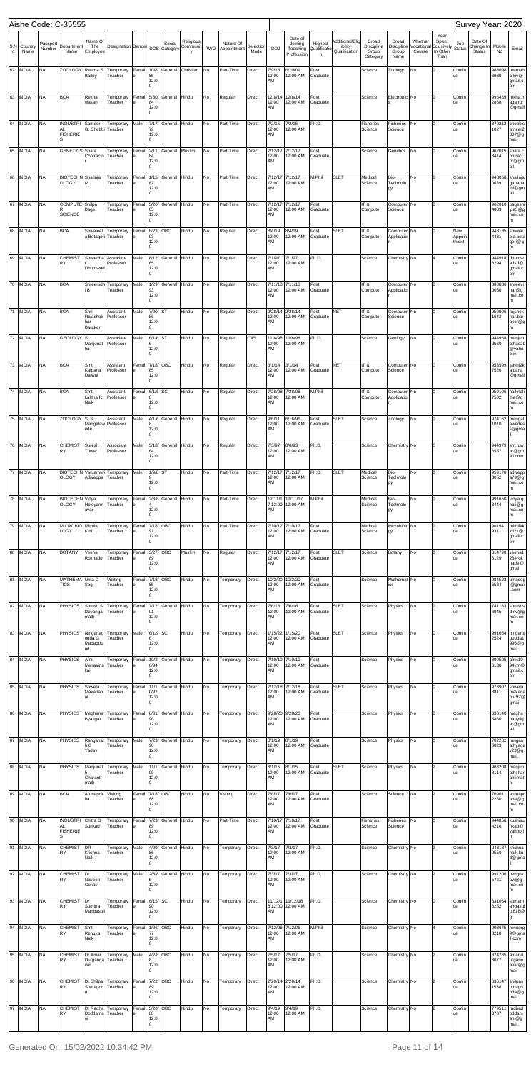Aishe Code: C-35555

Survey Year: 2020

| S.No | Country Name | Passport Number | Department Name | Name Of The Employee | Designation | Gender | DOB | Social Category | Religious Community | PWD | Nature Of Appointment | Selection Mode | DOJ | Date of Joining Teaching Profession | Highest Qualification | Additional/Eligibility Qualification | Broad Discipline Group Category | Broad Discipline Group Name | Whether Vocational Course | Year Spent Exclusively In Other Than | Job Status | Date Of Change In Status | Mobile No | Email |
|---|---|---|---|---|---|---|---|---|---|---|---|---|---|---|---|---|---|---|---|---|---|---|---|---|
| 62 | INDIA | NA | ZOOLOGY | Reema S Bailey | Temporary Teacher | Female | 10/8/85 12:00 | General | Christian | No | Part-Time | Direct | 7/9/18 12:00 AM | 6/10/09 12:00 AM | Post Graduate | | Science | Zoology | No | 0 | Continue | | 988098 6989 | reemab ailey@gmail.com |
| 63 | INDIA | NA | BCA | Rekha wasan | Temporary Teacher | Female | 5/30/84 12:00 | General | Hindu | No | Regular | Direct | 12/8/14 12:00 AM | 12/8/14 12:00 AM | Post Graduate | | Science | Electronics | No | 0 | Continue | | 996459 2868 | rekha.n agamur@gmail |
| 64 | INDIA | NA | INDUSTRIAL FISHERIES | Sameer G. Chebbi | Temporary Teacher | Male | 7/17/79 12:00 | General | Hindu | No | Part-Time | Direct | 7/2/15 12:00 AM | 7/2/15 12:00 AM | Ph.D. | | Fisheries Science | Fisheries Science | No | 0 | Continue | | 879212 1027 | chebbis ameer2 007@gmai |
| 65 | INDIA | NA | GENETICS | Shafa Contractor | Temporary Teacher | Female | 2/11/84 12:00 | General | Muslim | No | Part-Time | Direct | 7/12/17 12:00 AM | 7/12/17 12:00 AM | Post Graduate | | Science | Genetics | No | 0 | Continue | | 962015 3414 | shafa.c ontract or@gmail. |
| 66 | INDIA | NA | BIOTECHNOLOGY | Shailaja M. | Temporary Teacher | Female | 1/15/67 12:00 | General | Hindu | No | Part-Time | Direct | 7/12/17 12:00 AM | 7/12/17 12:00 AM | M.Phil | SLET | Medical Science | Bio-Technology | No | 0 | Continue | | 948058 0639 | shailaja genapa thi@gmail. |
| 67 | INDIA | NA | COMPUTER SCIENCE | Shilpa Bage | Temporary Teacher | Female | 5/20/85 12:00 | General | Hindu | No | Part-Time | Direct | 7/12/17 12:00 AM | 7/12/17 12:00 AM | Post Graduate | | IT & Computer | Computer Science | No | 0 | Continue | | 962010 4889 | bageshi lpa3@gmail.com |
| 68 | INDIA | NA | BCA | Shivaleela Betageri | Temporary Teacher | Female | 8/23/93 12:00 | OBC | Hindu | No | Regular | Direct | 8/4/19 12:00 AM | 8/4/19 12:00 AM | Post Graduate | SLET | IT & Computer | Computer Application | No | 0 | New Appointment | | 948185 4431 | shivale ela.beta geri@gm |
| 69 | INDIA | NA | CHEMISTRY | Shreedha Dhumwad | Associate Professor | Male | 8/12/65 12:00 | General | Hindu | No | Regular | Direct | 7/1/97 12:00 AM | 7/1/97 12:00 AM | Ph.D. | | Science | Chemistry | No | 4 | Continue | | 944918 8294 | dhumw adsd@gmail.com |
| 70 | INDIA | NA | BCA | Shreenidhi B | Temporary Teacher | Male | 1/29/93 12:00 | General | Hindu | No | Regular | Direct | 7/11/18 12:00 AM | 7/11/18 12:00 AM | Post Graduate | | IT & Computer | Computer Application | No | 0 | Continue | | 808886 0050 | shreevi har@gmail.com |
| 71 | INDIA | NA | BCA | Shri Rajashekhar Barakeri | Assistant Professor | Male | 7/20/86 12:00 | ST | Hindu | No | Regular | Direct | 2/28/14 12:00 AM | 2/28/14 12:00 AM | Post Graduate | NET | IT & Computer | Computer Science | No | 0 | Continue | | 959006 1642 | rajshek har.bar akeri@g m |
| 72 | INDIA | NA | GEOLOGY | S Manjunatha | Associate Professor | Male | 6/1/66 12:00 | ST | Hindu | No | Regular | CAS | 11/6/98 12:00 AM | 11/6/98 12:00 AM | Ph.D. | | Science | Geology | No | 0 | Continue | | 944988 2560 | manjun athas29 @yahoo.in |
| 73 | INDIA | NA | BCA | Smt. Kalpana Dalwai | Assistant Professor | Female | 7/18/85 12:00 | OBC | Hindu | No | Regular | Direct | 3/1/14 12:00 AM | 3/1/14 12:00 AM | Post Graduate | NET | IT & Computer | Computer Science | No | 0 | Continue | | 953599 7526 | sayhi2k alpana @gmail |
| 74 | INDIA | NA | BCA | Smt. Lalitha R. Naik | Assistant Professor | Female | 6/1/68 12:00 | SC | Hindu | No | Regular | Direct | 7/28/08 12:00 AM | 7/28/08 12:00 AM | M.Phil | | IT & Computer | Computer Application | No | 0 | Continue | | 959106 7502 | naiklali tha@gmail.com |
| 75 | INDIA | NA | ZOOLOGY | S. S. Mangalwede | Assistant Professor | Male | 4/1/68 12:00 | General | Hindu | No | Regular | Direct | 9/6/11 12:00 AM | 6/16/96 12:00 AM | Post Graduate | SLET | Science | Zoology | No | 0 | Continue | | 974162 1010 | mangal awedes s@gmail. |
| 76 | INDIA | NA | CHEMISTRY | Suresh Tuwar | Associate Professor | Male | 5/18/64 12:00 | General | Hindu | No | Regular | Direct | 7/3/97 12:00 AM | 8/6/93 12:00 AM | Ph.D. | | Science | Chemistry | No | 0 | Continue | | 944979 6557 | sm.tuw ar@gmail.com |
| 77 | INDIA | NA | BIOTECHNOLOGY | Vantamuri Adiveppa | Temporary Teacher | Male | 1/9/88 12:00 | ST | Hindu | No | Part-Time | Direct | 7/12/17 12:00 AM | 7/12/17 12:00 AM | Ph.D. | SLET | Medical Science | Bio-Technology | No | 0 | Continue | | 959170 3052 | adivepp a79@gmail.com |
| 78 | INDIA | NA | BIOTECHNOLOGY | Vidya Holeyannavar | Temporary Teacher | Female | 2/8/84 12:00 | General | Hindu | No | Part-Time | Direct | 12/11/17 12:00 AM | 12/11/17 12:00 AM | M.Phil | | Medical Science | Bio-Technology | No | 0 | Continue | | 991650 3444 | vidya.g hali@gmail.com |
| 79 | INDIA | NA | MICROBIOLOGY | Mithila Kini | Temporary Teacher | Female | 7/18/91 12:00 | OBC | Hindu | No | Part-Time | Direct | 7/10/17 12:00 AM | 7/10/17 12:00 AM | Post Graduate | | Medical Science | Microbiology | No | 0 | Continue | | 901941 9311 | mithilak ini21@gmail.com |
| 80 | INDIA | NA | BOTANY | Veena Rokhade | Temporary Teacher | Female | 3/27/89 12:00 | OBC | Muslim | No | Regular | Direct | 7/12/17 12:00 AM | 7/12/17 12:00 AM | Post Graduate | SLET | Science | Botany | No | 0 | Continue | | 814790 6129 | veena1 234rok hade@gmai |
| 81 | INDIA | NA | MATHEMATICS | Uma C Sogi | Visiting Teacher | Female | 7/18/85 12:00 | OBC | Hindu | No | Temporary | Direct | 10/2/20 12:00 AM | 10/2/20 12:00 AM | Post Graduate | | Science | Mathematics | No | 0 | Continue | | 984523 6584 | umasog i@gmail.com |
| 82 | INDIA | NA | PHYSICS | Shrusti S Devangamath | Temporary Teacher | Female | 7/12/91 12:00 | General | Hindu | No | Temporary | Direct | 7/6/18 12:00 AM | 7/6/18 12:00 AM | Post Graduate | SLET | Science | Physics | No | 0 | Continue | | 741133 6945 | shrustis d|nvd@gmail.com |
| 83 | INDIA | NA | PHYSICS | Ninganagouda G Madagouda | Temporary Teacher | Male | 6/1/95 12:00 | SC | Hindu | No | Temporary | Direct | 1/15/22 12:00 AM | 1/15/20 12:00 AM | Post Graduate | SLET | Science | Physics | No | 0 | Continue | | 991654 2524 | ningana gouda1 996@gmai |
| 84 | INDIA | NA | PHYSICS | Afrin Menasinakai | Temporary Teacher | Female | 10/26/94 12:00 | General | Hindu | No | Temporary | Direct | 7/10/19 12:00 AM | 7/10/19 12:00 AM | Post Graduate | | Science | Physics | No | 0 | Continue | | 809505 6136 | afrin19 94m@gmail.com |
| 85 | INDIA | NA | PHYSICS | Shweta Makanapur | Temporary Teacher | Female | 11/10/92 12:00 | General | Hindu | No | Temporary | Direct | 7/12/18 12:00 AM | 7/12/18 12:00 AM | Post Graduate | SLET | Science | Physics | No | 0 | Continue | | 978907 8811 | shweta makana pur92@gmai |
| 86 | INDIA | NA | PHYSICS | Meghana Byatigar | Temporary Teacher | Female | 8/31/96 12:00 | General | Hindu | No | Temporary | Direct | 9/28/20 12:00 AM | 9/28/20 12:00 AM | Post Graduate | | Science | Physics | No | 0 | Continue | | 636140 5460 | megha nabyatig ar@gmail. |
| 87 | INDIA | NA | PHYSICS | Ranganath C Yadav | Temporary Teacher | Male | 7/23/90 12:00 | General | Hindu | No | Temporary | Direct | 8/1/19 12:00 AM | 8/1/19 12:00 AM | Post Graduate | | Science | Physics | No | 0 | Continue | | 702282 6023 | rangan athyada v23@gmail. |
| 88 | INDIA | NA | PHYSICS | Manjunath Charantimath | Temporary Teacher | Male | 11/1/90 12:00 | General | Hindu | No | Temporary | Direct | 8/1/15 12:00 AM | 8/1/15 12:00 AM | Post Graduate | SLET | Science | Physics | No | 2 | Continue | | 963208 8114 | manjun athchar antimat h |
| 89 | INDIA | NA | BCA | Arunaprabha | Visiting Teacher | Female | 7/18/88 12:00 | OBC | Hindu | No | Visiting | Direct | 7/6/17 12:00 AM | 7/6/17 12:00 AM | Post Graduate | | Science | Science | No | 2 | Continue | | 709011 2250 | arunapr abha@gmail.com |
| 90 | INDIA | NA | INDUSTRIAL FISHERIES | Chitra B Sunkad | Temporary Teacher | Female | 7/23/89 12:00 | General | Hindu | No | Part-Time | Direct | 7/10/17 12:00 AM | 7/10/17 12:00 AM | Post Graduate | | Fisheries Science | Fisheries Science | No | 0 | Continue | | 944856 4216 | kushisu nkad@yahoo.in |
| 91 | INDIA | NA | CHEMISTRY | DR Krishna Naik | Temporary Teacher | Male | 4/29/86 12:00 | General | Hindu | No | Temporary | Direct | 7/3/17 12:00 AM | 7/3/17 12:00 AM | Ph.D. | | Science | Chemistry | No | 2 | Continue | | 948187 0550 | krishna naik.ku d@gmail. |
| 92 | INDIA | NA | CHEMISTRY | Dr Naveen Gokavi | Temporary Teacher | Male | 2/3/85 12:00 | General | Hindu | No | Temporary | Direct | 7/3/17 12:00 AM | 7/3/17 12:00 AM | Ph.D. | | Science | Chemistry | No | 2 | Continue | | 997206 5761 | ngok avi@gmail.com |
| 93 | INDIA | NA | CHEMISTRY | Dr Sumitra Mangasuli | Temporary Teacher | Female | 6/15/90 12:00 | SC | Hindu | No | Temporary | Direct | 11/12/18 12:00 AM | 11/12/18 12:00 AM | Ph.D. | | Science | Chemistry | No | 0 | Continue | | 831064 8252 | sumam angasul i1818@g |
| 94 | INDIA | NA | CHEMISTRY | Smt Renuka Naik | Temporary Teacher | Female | 1/26/77 12:00 | OBC | Hindu | No | Temporary | Direct | 7/12/06 12:00 AM | 7/12/06 12:00 AM | M.Phil | | Science | Chemistry | No | 4 | Continue | | 998675 3218 | renuorg 9@gmail.com |
| 95 | INDIA | NA | CHEMISTRY | Dr Amar Durganna var | Temporary Teacher | Male | 4/2/88 12:00 | OBC | Hindu | No | Temporary | Direct | 7/5/17 12:00 AM | 7/5/17 12:00 AM | Ph.D. | | Science | Chemistry | No | 2 | Continue | | 874785 8677 | amar.d urganm avar@gmai |
| 96 | INDIA | NA | CHEMISTRY | Dr Shilpa Somagond | Temporary Teacher | Female | 7/22/89 12:00 | OBC | Hindu | No | Temporary | Direct | 2/20/14 12:00 AM | 2/20/14 12:00 AM | Ph.D. | | Science | Chemistry | No | 2 | Continue | | 636147 1598 | shilpas omago nda@gmail. |
| 97 | INDIA | NA | CHEMISTRY | Dr Radha Doddamani | Temporary Teacher | Female | 5/28/88 12:00 | OBC | Hindu | No | Temporary | Direct | 9/4/19 12:00 AM | 9/4/19 12:00 AM | Ph.D. | | Science | Chemistry | No | 2 | Continue | | 779511 3707 | radhad oddam ani@gmail. |

Generated On: 15/02/2022 10:34:42 PM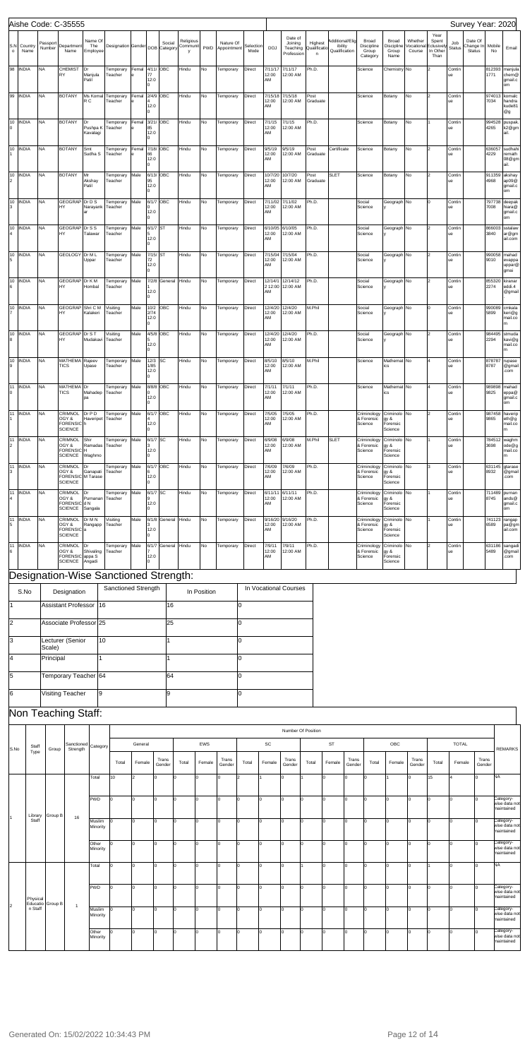Aishe Code: C-35555

Survey Year: 2020

| S.No | Country Name | Passport Number | Department Name | Name Of The Employee | Designation | Gender | DOB | Social Category | Religious Community | PWD | Nature Of Appointment | Selection Mode | DOJ | Date of Joining Teaching Profession | Highest Qualification | Additional/Eligibility Qualification | Broad Discipline Group Category | Broad Discipline Group Name | Whether Vocational Course | Year Spent Eclusively In Other Than | Job Status | Date Of Change In Status | Mobile No | Email |
|---|---|---|---|---|---|---|---|---|---|---|---|---|---|---|---|---|---|---|---|---|---|---|---|---|
| 98 | INDIA | NA | CHEMISTRY | Dr Manjula Patil | Temporary Teacher | Female | 4/11/77 12:00 | OBC | Hindu | No | Temporary | Direct | 7/11/17 12:00 AM | 7/11/17 12:00 AM | Ph.D. | | Science | Chemistry | No | 2 | Continue | | 8123931771 | manjula chem@gmail.com |
| 99 | INDIA | NA | BOTANY | Ms Komal R C | Temporary Teacher | Female | 2/4/94 12:00 | OBC | Hindu | No | Temporary | Direct | 7/15/18 12:00 AM | 7/15/18 12:00 AM | Post Graduate | | Science | Botany | No | 2 | Continue | | 9740137034 | komalc handra kude81@g |
| 100 | INDIA | NA | BOTANY | Dr Pushpa K Kavalagi | Temporary Teacher | Female | 3/21/85 12:00 | OBC | Hindu | No | Temporary | Direct | 7/1/15 12:00 AM | 7/1/15 12:00 AM | Ph.D. | | Science | Botany | No | 1 | Continue | | 9945284265 | puspak.k2@gmail. |
| 101 | INDIA | NA | BOTANY | Smt Sudha S | Temporary Teacher | Female | 7/18/86 12:00 | OBC | Hindu | No | Temporary | Direct | 9/5/19 12:00 AM | 9/5/19 12:00 AM | Post Graduate | Certificate | Science | Botany | No | 2 | Continue | | 6360574229 | sudhahi remath 08@gmail. |
| 102 | INDIA | NA | BOTANY | Mr Akshay Patil | Temporary Teacher | Male | 6/13/95 12:00 | OBC | Hindu | No | Temporary | Direct | 10/7/20 12:00 AM | 10/7/20 12:00 AM | Post Graduate | SLET | Science | Botany | No | 2 | Continue | | 9113594968 | akshay ap09@gmail.com |
| 103 | INDIA | NA | GEOGRAPHY | Dr D S Narayankar | Temporary Teacher | Male | 6/1/70 12:00 | OBC | Hindu | No | Temporary | Direct | 7/11/02 12:00 AM | 7/11/02 12:00 AM | Ph.D. | | Social Science | Geography | No | 0 | Continue | | 7977387008 | deepak hiaras@gmail.com |
| 104 | INDIA | NA | GEOGRAPHY | Dr S S Talawar | Temporary Teacher | Male | 6/1/75 12:00 | ST | Hindu | No | Temporary | Direct | 6/10/05 12:00 AM | 6/10/05 12:00 AM | Ph.D. | | Social Science | Geography | No | 2 | Continue | | 8660033840 | sstalaw ar@gmail.com |
| 105 | INDIA | NA | GEOLOGY | Dr M L Uppar | Temporary Teacher | Male | 7/15/72 12:00 | ST | Hindu | No | Temporary | Direct | 7/15/04 12:00 AM | 7/15/04 12:00 AM | Ph.D. | | Social Science | Geography | No | 2 | Continue | | 9900589010 | mahad evappa uppar@gmai |
| 106 | INDIA | NA | GEOGRAPHY | Dr K M Hombal | Temporary Teacher | Male | 7/2/81 12:00 | General | Hindu | No | Temporary | Direct | 12/14/12 12:00 AM | 12/14/12 12:00 AM | Ph.D. | | Social Science | Geography | No | 2 | Continue | | 8553202274 | kiranar adidi.4@gmail |
| 107 | INDIA | NA | GEOGRAPHY | Shri C M Kalakeri | Visiting Teacher | Male | 10/22/74 12:00 | OBC | Hindu | No | Temporary | Direct | 12/4/20 12:00 AM | 12/4/20 12:00 AM | M.Phil | | Social Science | Geography | No | 0 | Continue | | 9900895899 | cmkala keri@gmail.com |
| 108 | INDIA | NA | GEOGRAPHY | Dr S T Mudakavi | Visiting Teacher | Male | 4/5/85 12:00 | OBC | Hindu | No | Temporary | Direct | 12/4/20 12:00 AM | 12/4/20 12:00 AM | Ph.D. | | Social Science | Geography | No | 2 | Continue | | 9844952294 | stmuda kavi@gmail.com |
| 109 | INDIA | NA | MATHEMATICS | Rajeev Upase | Temporary Teacher | Male | 12/31/85 12:00 | SC | Hindu | No | Temporary | Direct | 8/5/10 12:00 AM | 8/5/10 12:00 AM | M.Phil | | Science | Mathematics | No | 4 | Continue | | 8787878787 | rupase @gmail.com |
| 110 | INDIA | NA | MATHEMATICS | Dr Mahadeppa | Temporary Teacher | Male | 8/8/80 12:00 | OBC | Hindu | No | Temporary | Direct | 7/1/11 12:00 AM | 7/1/11 12:00 AM | Ph.D. | | Science | Mathematics | No | 4 | Continue | | 9898989825 | mahad eppa@gmail.com |
| 111 | INDIA | NA | CRIMINOLOGY & FORENSIC SCIENCE | Dr P D Haveripeth | Temporary Teacher | Male | 6/1/74 12:00 | OBC | Hindu | No | Temporary | Direct | 7/5/05 12:00 AM | 7/5/05 12:00 AM | Ph.D. | | Criminology & Forensic Science | Criminology & Forensic Science | No | 2 | Continue | | 9874589865 | haverip eth@gmail.com |
| 112 | INDIA | NA | CRIMINOLOGY & FORENSIC SCIENCE | Shir Ramadas H Waghmo | Temporary Teacher | Male | 6/1/73 12:00 | SC | Hindu | No | Temporary | Direct | 6/9/08 12:00 AM | 6/9/08 12:00 AM | M.Phil | SLET | Criminology & Forensic Science | Criminology & Forensic Science | No | 1 | Continue | | 7845123698 | waghm ode@gmail.com |
| 113 | INDIA | NA | CRIMINOLOGY & FORENSIC SCIENCE | Dr Ganapati M Tarase | Temporary Teacher | Male | 6/1/76 12:00 | OBC | Hindu | No | Temporary | Direct | 7/6/09 12:00 AM | 7/6/09 12:00 AM | Ph.D. | | Criminology & Forensic Science | Criminology & Forensic Science | No | 3 | Continue | | 8311458932 | gtarase @gmail.com |
| 114 | INDIA | NA | CRIMINOLOGY & FORENSIC SCIENCE | Dr Purnanand N Sangala | Temporary Teacher | Male | 6/1/79 12:00 | SC | Hindu | No | Temporary | Direct | 6/11/11 12:00 AM | 6/11/11 12:00 AM | Ph.D. | | Criminology & Forensic Science | Criminology & Forensic Science | No | 1 | Continue | | 7114898745 | purnan ands@gmail.com |
| 115 | INDIA | NA | CRIMINOLOGY & FORENSIC SCIENCE | Dr M N Rangapp a | Visiting Teacher | Male | 6/1/83 12:00 | General | Hindu | No | Temporary | Direct | 9/16/20 12:00 AM | 9/16/20 12:00 AM | Ph.D. | | Criminology & Forensic Science | Criminology & Forensic Science | No | 1 | Continue | | 7411236589 | rangap pa@gmail.com |
| 116 | INDIA | NA | CRIMINOLOGY & FORENSIC SCIENCE | Dr Shivaling appa S Angadi | Temporary Teacher | Male | 6/1/77 12:00 | General | Hindu | No | Temporary | Direct | 7/9/11 12:00 AM | 7/9/11 12:00 AM | Ph.D. | | Criminology & Forensic Science | Criminology & Forensic Science | No | 2 | Continue | | 6311865489 | sangadi @gmail.com |

## Designation-Wise Sanctioned Strength:

| S.No | Designation | Sanctioned Strength | In Position | In Vocational Courses |
|---|---|---|---|---|
| 1 | Assistant Professor | 16 | 16 | 0 |
| 2 | Associate Professor | 25 | 25 | 0 |
| 3 | Lecturer (Senior Scale) | 10 | 1 | 0 |
| 4 | Principal | 1 | 1 | 0 |
| 5 | Temporary Teacher | 64 | 64 | 0 |
| 6 | Visiting Teacher | 9 | 9 | 0 |

## Non Teaching Staff:

| S.No | Staff Type | Group | Sanctioned Strength | Category | General | | | EWS | | | SC | | | ST | | | OBC | | | TOTAL | | | REMARKS |
|---|---|---|---|---|---|---|---|---|---|---|---|---|---|---|---|---|---|---|---|---|---|---|---|
| | | | | | Total | Female | Trans Gender | Total | Female | Trans Gender | Total | Female | Trans Gender | Total | Female | Trans Gender | Total | Female | Trans Gender | Total | Female | Trans Gender | |
| 1 | Library Staff | Group B | 16 | Total | 10 | 2 | 0 | 0 | 0 | 0 | 2 | 1 | 0 | 1 | 0 | 0 | 0 | 1 | 0 | 15 | 4 | 0 | NA |
| | | | | PWD | 0 | 0 | 0 | 0 | 0 | 0 | 0 | 0 | 0 | 0 | 0 | 0 | 0 | 0 | 0 | 0 | 0 | 0 | Category-wise data not maintained |
| | | | | Muslim Minority | 0 | 0 | 0 | 0 | 0 | 0 | 0 | 0 | 0 | 0 | 0 | 0 | 0 | 0 | 0 | 0 | 0 | 0 | Category-wise data not maintained |
| | | | | Other Minority | 0 | 0 | 0 | 0 | 0 | 0 | 0 | 0 | 0 | 0 | 0 | 0 | 0 | 0 | 0 | 0 | 0 | 0 | Category-wise data not maintained |
| 2 | Physical Education Staff | Group B | 1 | Total | 0 | 0 | 0 | 0 | 0 | 0 | 0 | 0 | 0 | 1 | 0 | 0 | 0 | 0 | 0 | 1 | 0 | 0 | NA |
| | | | | PWD | 0 | 0 | 0 | 0 | 0 | 0 | 0 | 0 | 0 | 0 | 0 | 0 | 0 | 0 | 0 | 0 | 0 | 0 | Category-wise data not maintained |
| | | | | Muslim Minority | 0 | 0 | 0 | 0 | 0 | 0 | 0 | 0 | 0 | 0 | 0 | 0 | 0 | 0 | 0 | 0 | 0 | 0 | Category-wise data not maintained |
| | | | | Other Minority | 0 | 0 | 0 | 0 | 0 | 0 | 0 | 0 | 0 | 0 | 0 | 0 | 0 | 0 | 0 | 0 | 0 | 0 | Category-wise data not maintained |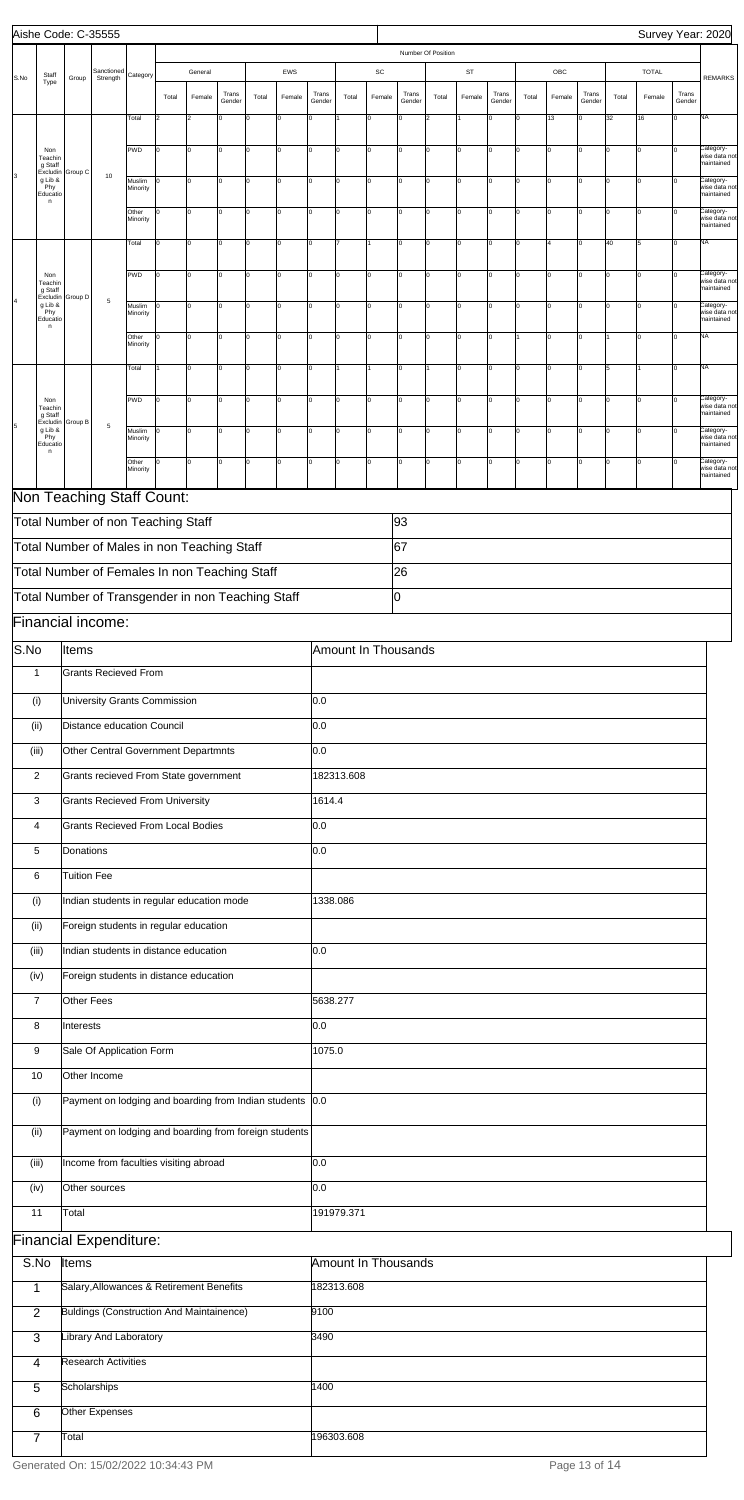| S.No | Staff Type | Group | Sanctioned Strength | Category | General | | | EWS | | | SC | | | ST | | | OBC | | | TOTAL | | | REMARKS |
|---|---|---|---|---|---|---|---|---|---|---|---|---|---|---|---|---|---|---|---|---|---|---|---|
| | | | | | Total | Female | Trans Gender | Total | Female | Trans Gender | Total | Female | Trans Gender | Total | Female | Trans Gender | Total | Female | Trans Gender | Total | Female | Trans Gender | |
| 3 | Non Teaching Staff Excluding Lib & Phy Education | Group C | 10 | Total | 2 | 2 | 0 | 0 | 0 | 0 | 1 | 0 | 0 | 2 | 1 | 0 | 0 | 13 | 0 | 32 | 16 | 0 | NA |
| | | | | PWD | 0 | 0 | 0 | 0 | 0 | 0 | 0 | 0 | 0 | 0 | 0 | 0 | 0 | 0 | 0 | 0 | 0 | 0 | Category-wise data not maintained |
| | | | | Muslim Minority | 0 | 0 | 0 | 0 | 0 | 0 | 0 | 0 | 0 | 0 | 0 | 0 | 0 | 0 | 0 | 0 | 0 | 0 | Category-wise data not maintained |
| | | | | Other Minority | 0 | 0 | 0 | 0 | 0 | 0 | 0 | 0 | 0 | 0 | 0 | 0 | 0 | 0 | 0 | 0 | 0 | 0 | Category-wise data not maintained |
| 4 | Non Teaching Staff Excluding Lib & Phy Education | Group D | 5 | Total | 0 | 0 | 0 | 0 | 0 | 0 | 7 | 1 | 0 | 0 | 0 | 0 | 0 | 4 | 0 | 40 | 5 | 0 | NA |
| | | | | PWD | 0 | 0 | 0 | 0 | 0 | 0 | 0 | 0 | 0 | 0 | 0 | 0 | 0 | 0 | 0 | 0 | 0 | 0 | Category-wise data not maintained |
| | | | | Muslim Minority | 0 | 0 | 0 | 0 | 0 | 0 | 0 | 0 | 0 | 0 | 0 | 0 | 0 | 0 | 0 | 0 | 0 | 0 | Category-wise data not maintained |
| | | | | Other Minority | 0 | 0 | 0 | 0 | 0 | 0 | 0 | 0 | 0 | 0 | 0 | 0 | 1 | 0 | 0 | 1 | 0 | 0 | NA |
| 5 | Non Teaching Staff Excluding Lib & Phy Education | Group B | 5 | Total | 1 | 0 | 0 | 0 | 0 | 0 | 1 | 1 | 0 | 1 | 0 | 0 | 0 | 0 | 0 | 5 | 1 | 0 | NA |
| | | | | PWD | 0 | 0 | 0 | 0 | 0 | 0 | 0 | 0 | 0 | 0 | 0 | 0 | 0 | 0 | 0 | 0 | 0 | 0 | Category-wise data not maintained |
| | | | | Muslim Minority | 0 | 0 | 0 | 0 | 0 | 0 | 0 | 0 | 0 | 0 | 0 | 0 | 0 | 0 | 0 | 0 | 0 | 0 | Category-wise data not maintained |
| | | | | Other Minority | 0 | 0 | 0 | 0 | 0 | 0 | 0 | 0 | 0 | 0 | 0 | 0 | 0 | 0 | 0 | 0 | 0 | 0 | Category-wise data not maintained |

## Non Teaching Staff Count:

| | |
|---|---|
| Total Number of non Teaching Staff | 93 |
| Total Number of Males in non Teaching Staff | 67 |
| Total Number of Females In non Teaching Staff | 26 |
| Total Number of Transgender in non Teaching Staff | 0 |

## Financial income:

| S.No | Items | Amount In Thousands |
|---|---|---|
| 1 | Grants Recieved From | |
| (i) | University Grants Commission | 0.0 |
| (ii) | Distance education Council | 0.0 |
| (iii) | Other Central Government Departmnts | 0.0 |
| 2 | Grants recieved From State government | 182313.608 |
| 3 | Grants Recieved From University | 1614.4 |
| 4 | Grants Recieved From Local Bodies | 0.0 |
| 5 | Donations | 0.0 |
| 6 | Tuition Fee | |
| (i) | Indian students in regular education mode | 1338.086 |
| (ii) | Foreign students in regular education | |
| (iii) | Indian students in distance education | 0.0 |
| (iv) | Foreign students in distance education | |
| 7 | Other Fees | 5638.277 |
| 8 | Interests | 0.0 |
| 9 | Sale Of Application Form | 1075.0 |
| 10 | Other Income | |
| (i) | Payment on lodging and boarding from Indian students | 0.0 |
| (ii) | Payment on lodging and boarding from foreign students | |
| (iii) | Income from faculties visiting abroad | 0.0 |
| (iv) | Other sources | 0.0 |
| 11 | Total | 191979.371 |

## Financial Expenditure:

| S.No | Items | Amount In Thousands |
|---|---|---|
| 1 | Salary,Allowances & Retirement Benefits | 182313.608 |
| 2 | Buldings (Construction And Maintainence) | 9100 |
| 3 | Library And Laboratory | 3490 |
| 4 | Research Activities | |
| 5 | Scholarships | 1400 |
| 6 | Other Expenses | |
| 7 | Total | 196303.608 |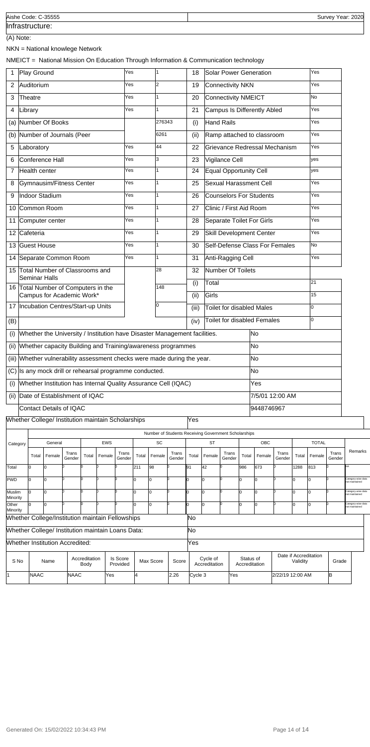Aishe Code: C-35555 | Survey Year: 2020

## Infrastructure:

(A) Note:

NKN = National knowlege Network

NMEICT = National Mission On Education Through Information & Communication technology

| | | | | | | | |
|---|---|---|---|---|---|---|---|
| 1 | Play Ground | Yes | 1 | 18 | Solar Power Generation | | Yes |
| 2 | Auditorium | Yes | 2 | 19 | Connectivity NKN | | Yes |
| 3 | Theatre | Yes | 1 | 20 | Connectivity NMEICT | | No |
| 4 | Library | Yes | 1 | 21 | Campus Is Differently Abled | | Yes |
| (a) | Number Of Books | | 276343 | (i) | Hand Rails | | Yes |
| (b) | Number of Journals (Peer | | 6261 | (ii) | Ramp attached to classroom | | Yes |
| 5 | Laboratory | Yes | 44 | 22 | Grievance Redressal Mechanism | | Yes |
| 6 | Conference Hall | Yes | 3 | 23 | Vigilance Cell | | yes |
| 7 | Health center | Yes | 1 | 24 | Equal Opportunity Cell | | yes |
| 8 | Gymnausim/Fitness Center | Yes | 1 | 25 | Sexual Harassment Cell | | Yes |
| 9 | Indoor Stadium | Yes | 1 | 26 | Counselors For Students | | Yes |
| 10 | Common Room | Yes | 1 | 27 | Clinic / First Aid Room | | Yes |
| 11 | Computer center | Yes | 1 | 28 | Separate Toilet For Girls | | Yes |
| 12 | Cafeteria | Yes | 1 | 29 | Skill Development Center | | Yes |
| 13 | Guest House | Yes | 1 | 30 | Self-Defense Class For Females | | No |
| 14 | Separate Common Room | Yes | 1 | 31 | Anti-Ragging Cell | | Yes |
| 15 | Total Number of Classrooms and Seminar Halls | | 28 | 32 | Number Of Toilets | | |
| | | | | (i) | Total | | 21 |
| 16 | Total Number of Computers in the Campus for Academic Work* | | 148 | (ii) | Girls | | 15 |
| 17 | Incubation Centres/Start-up Units | | 0 | (iii) | Toilet for disabled Males | | 0 |
| (B) | | | | (iv) | Toilet for disabled Females | | 0 |

| | | |
|---|---|---|
| (i) | Whether the University / Institution have Disaster Management facilities. | No |
| (ii) | Whether capacity Building and Training/awareness programmes | No |
| (iii) | Whether vulnerability assessment checks were made during the year. | No |
| (C) | Is any mock drill or rehearsal programme conducted. | No |
| (i) | Whether Institution has Internal Quality Assurance Cell (IQAC) | Yes |
| (ii) | Date of Establishment of IQAC | 7/5/01 12:00 AM |
| | Contact Details of IQAC | 9448746967 |

Whether College/ Institution maintain Scholarships: Yes

Number of Students Receiving Government Scholarships

| Category | General | | | EWS | | | SC | | | ST | | | OBC | | | TOTAL | | | Remarks |
|---|---|---|---|---|---|---|---|---|---|---|---|---|---|---|---|---|---|---|---|
| | Total | Female | Trans Gender | Total | Female | Trans Gender | Total | Female | Trans Gender | Total | Female | Trans Gender | Total | Female | Trans Gender | Total | Female | Trans Gender | |
| Total | 0 | 0 | 0 | 0 | 0 | 0 | 211 | 98 | 0 | 91 | 42 | 0 | 986 | 673 | 0 | 1288 | 813 | 0 | NA |
| PWD | 0 | 0 | 0 | 0 | 0 | 0 | 0 | 0 | 0 | 0 | 0 | 0 | 0 | 0 | 0 | 0 | 0 | 0 | Category-wise data not maintained |
| Muslim Minority | 0 | 0 | 0 | 0 | 0 | 0 | 0 | 0 | 0 | 0 | 0 | 0 | 0 | 0 | 0 | 0 | 0 | 0 | Category-wise data not maintained |
| Other Minority | 0 | 0 | 0 | 0 | 0 | 0 | 0 | 0 | 0 | 0 | 0 | 0 | 0 | 0 | 0 | 0 | 0 | 0 | Category-wise data not maintained |

Whether College/Institution maintain Fellowships: No

Whether College/ Institution maintain Loans Data: No

Whether Institution Accredited: Yes

| S No | Name | Accreditation Body | Is Score Provided | Max Score | Score | Cycle of Accreditation | Status of Accreditation | Date if Accreditation Validity | Grade |
|---|---|---|---|---|---|---|---|---|---|
| 1 | NAAC | NAAC | Yes | 4 | 2.26 | Cycle 3 | Yes | 2/22/19 12:00 AM | B |

Generated On: 15/02/2022 10:34:43 PM